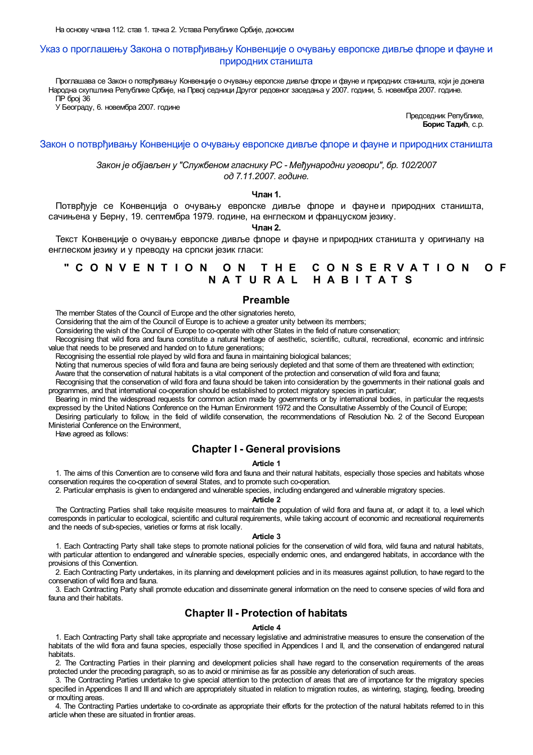На основу члана 112. став 1. тачка 2. Устава Републике Србије, доносим

## Указ о проглашењу Закона о потврђивању Конвенције о очувању европске дивље флоре и фауне и природних станишта

Проглашава се Закон о потврђивању Конвенције о очувању европске дивље флоре и фауне и природних станишта, који је донела Народна скупштина Републике Србије, на Првој седници Другог редовног заседања у 2007. години, 5. новембра 2007. године.
ПР број 36
У Београду, 6. новембра 2007. године

Председник Републике,
**Борис Тадић**, с.р.

## Закон о потврђивању Конвенције о очувању европске дивље флоре и фауне и природних станишта

*Закон је објављен у "Службеном гласнику РС - Међународни уговори", бр. 102/2007 од 7.11.2007. године.*

**Члан 1.**

Потврђује се Конвенција о очувању европске дивље флоре и фауне и природних станишта, сачињена у Берну, 19. септембра 1979. године, на енглеском и француском језику.

**Члан 2.**

Текст Конвенције о очувању европске дивље флоре и фауне и природних станишта у оригиналу на енглеском језику и у преводу на српски језик гласи:

# "CONVENTION ON THE CONSERVATION OF NATURAL HABITATS

## Preamble

The member States of the Council of Europe and the other signatories hereto,

Considering that the aim of the Council of Europe is to achieve a greater unity between its members;

Considering the wish of the Council of Europe to co-operate with other States in the field of nature conservation;

Recognising that wild flora and fauna constitute a natural heritage of aesthetic, scientific, cultural, recreational, economic and intrinsic value that needs to be preserved and handed on to future generations;

Recognising the essential role played by wild flora and fauna in maintaining biological balances;

Noting that numerous species of wild flora and fauna are being seriously depleted and that some of them are threatened with extinction;

Aware that the conservation of natural habitats is a vital component of the protection and conservation of wild flora and fauna;

Recognising that the conservation of wild flora and fauna should be taken into consideration by the governments in their national goals and programmes, and that international co-operation should be established to protect migratory species in particular;

Bearing in mind the widespread requests for common action made by governments or by international bodies, in particular the requests expressed by the United Nations Conference on the Human Environment 1972 and the Consultative Assembly of the Council of Europe;

Desiring particularly to follow, in the field of wildlife conservation, the recommendations of Resolution No. 2 of the Second European Ministerial Conference on the Environment,

Have agreed as follows:

## Chapter I - General provisions

**Article 1**

1. The aims of this Convention are to conserve wild flora and fauna and their natural habitats, especially those species and habitats whose conservation requires the co-operation of several States, and to promote such co-operation.

2. Particular emphasis is given to endangered and vulnerable species, including endangered and vulnerable migratory species.

**Article 2**

The Contracting Parties shall take requisite measures to maintain the population of wild flora and fauna at, or adapt it to, a level which corresponds in particular to ecological, scientific and cultural requirements, while taking account of economic and recreational requirements and the needs of sub-species, varieties or forms at risk locally.

**Article 3**

1. Each Contracting Party shall take steps to promote national policies for the conservation of wild flora, wild fauna and natural habitats, with particular attention to endangered and vulnerable species, especially endemic ones, and endangered habitats, in accordance with the provisions of this Convention.

2. Each Contracting Party undertakes, in its planning and development policies and in its measures against pollution, to have regard to the conservation of wild flora and fauna.

3. Each Contracting Party shall promote education and disseminate general information on the need to conserve species of wild flora and fauna and their habitats.

## Chapter II - Protection of habitats

**Article 4**

1. Each Contracting Party shall take appropriate and necessary legislative and administrative measures to ensure the conservation of the habitats of the wild flora and fauna species, especially those specified in Appendices I and II, and the conservation of endangered natural habitats.

2. The Contracting Parties in their planning and development policies shall have regard to the conservation requirements of the areas protected under the preceding paragraph, so as to avoid or minimise as far as possible any deterioration of such areas.

3. The Contracting Parties undertake to give special attention to the protection of areas that are of importance for the migratory species specified in Appendices II and III and which are appropriately situated in relation to migration routes, as wintering, staging, feeding, breeding or moulting areas.

4. The Contracting Parties undertake to co-ordinate as appropriate their efforts for the protection of the natural habitats referred to in this article when these are situated in frontier areas.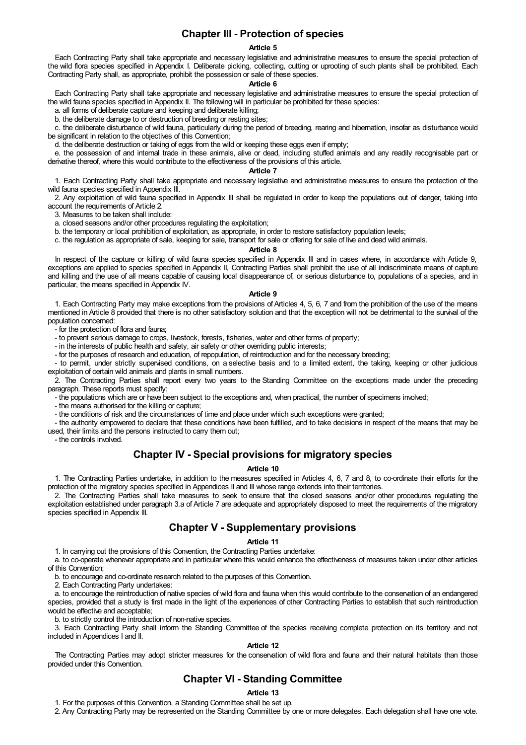## Chapter III - Protection of species

### Article 5

Each Contracting Party shall take appropriate and necessary legislative and administrative measures to ensure the special protection of the wild flora species specified in Appendix I. Deliberate picking, collecting, cutting or uprooting of such plants shall be prohibited. Each Contracting Party shall, as appropriate, prohibit the possession or sale of these species.

### Article 6

Each Contracting Party shall take appropriate and necessary legislative and administrative measures to ensure the special protection of the wild fauna species specified in Appendix II. The following will in particular be prohibited for these species:

a. all forms of deliberate capture and keeping and deliberate killing;

b. the deliberate damage to or destruction of breeding or resting sites;

c. the deliberate disturbance of wild fauna, particularly during the period of breeding, rearing and hibernation, insofar as disturbance would be significant in relation to the objectives of this Convention;

d. the deliberate destruction or taking of eggs from the wild or keeping these eggs even if empty;

e. the possession of and internal trade in these animals, alive or dead, including stuffed animals and any readily recognisable part or derivative thereof, where this would contribute to the effectiveness of the provisions of this article.

### Article 7

1. Each Contracting Party shall take appropriate and necessary legislative and administrative measures to ensure the protection of the wild fauna species specified in Appendix III.

2. Any exploitation of wild fauna specified in Appendix III shall be regulated in order to keep the populations out of danger, taking into account the requirements of Article 2.

3. Measures to be taken shall include:

a. closed seasons and/or other procedures regulating the exploitation;

b. the temporary or local prohibition of exploitation, as appropriate, in order to restore satisfactory population levels;

c. the regulation as appropriate of sale, keeping for sale, transport for sale or offering for sale of live and dead wild animals.

### Article 8

In respect of the capture or killing of wild fauna species specified in Appendix III and in cases where, in accordance with Article 9, exceptions are applied to species specified in Appendix II, Contracting Parties shall prohibit the use of all indiscriminate means of capture and killing and the use of all means capable of causing local disappearance of, or serious disturbance to, populations of a species, and in particular, the means specified in Appendix IV.

### Article 9

1. Each Contracting Party may make exceptions from the provisions of Articles 4, 5, 6, 7 and from the prohibition of the use of the means mentioned in Article 8 provided that there is no other satisfactory solution and that the exception will not be detrimental to the survival of the population concerned:

- for the protection of flora and fauna;
- to prevent serious damage to crops, livestock, forests, fisheries, water and other forms of property;
- in the interests of public health and safety, air safety or other overriding public interests;
- for the purposes of research and education, of repopulation, of reintroduction and for the necessary breeding;
- to permit, under strictly supervised conditions, on a selective basis and to a limited extent, the taking, keeping or other judicious exploitation of certain wild animals and plants in small numbers.

2. The Contracting Parties shall report every two years to the Standing Committee on the exceptions made under the preceding paragraph. These reports must specify:

- the populations which are or have been subject to the exceptions and, when practical, the number of specimens involved;
- the means authorised for the killing or capture;
- the conditions of risk and the circumstances of time and place under which such exceptions were granted;
- the authority empowered to declare that these conditions have been fulfilled, and to take decisions in respect of the means that may be used, their limits and the persons instructed to carry them out;
- the controls involved.

## Chapter IV - Special provisions for migratory species

### Article 10

1. The Contracting Parties undertake, in addition to the measures specified in Articles 4, 6, 7 and 8, to co-ordinate their efforts for the protection of the migratory species specified in Appendices II and III whose range extends into their territories.

2. The Contracting Parties shall take measures to seek to ensure that the closed seasons and/or other procedures regulating the exploitation established under paragraph 3.a of Article 7 are adequate and appropriately disposed to meet the requirements of the migratory species specified in Appendix III.

## Chapter V - Supplementary provisions

### Article 11

1. In carrying out the provisions of this Convention, the Contracting Parties undertake:

a. to co-operate whenever appropriate and in particular where this would enhance the effectiveness of measures taken under other articles of this Convention;

b. to encourage and co-ordinate research related to the purposes of this Convention.

2. Each Contracting Party undertakes:

a. to encourage the reintroduction of native species of wild flora and fauna when this would contribute to the conservation of an endangered species, provided that a study is first made in the light of the experiences of other Contracting Parties to establish that such reintroduction would be effective and acceptable;

b. to strictly control the introduction of non-native species.

3. Each Contracting Party shall inform the Standing Committee of the species receiving complete protection on its territory and not included in Appendices I and II.

### Article 12

The Contracting Parties may adopt stricter measures for the conservation of wild flora and fauna and their natural habitats than those provided under this Convention.

## Chapter VI - Standing Committee

### Article 13

1. For the purposes of this Convention, a Standing Committee shall be set up.

2. Any Contracting Party may be represented on the Standing Committee by one or more delegates. Each delegation shall have one vote.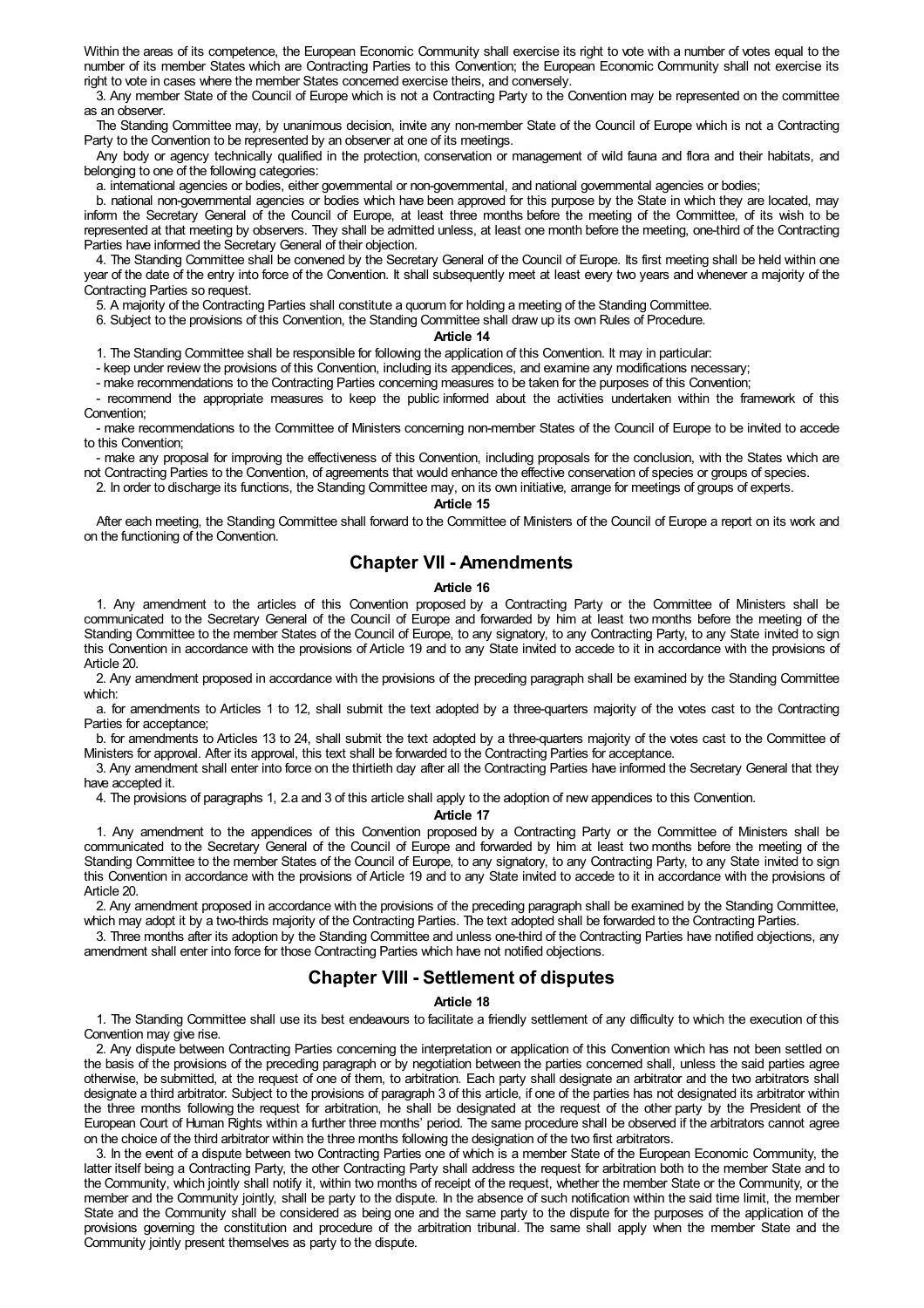Within the areas of its competence, the European Economic Community shall exercise its right to vote with a number of votes equal to the number of its member States which are Contracting Parties to this Convention; the European Economic Community shall not exercise its right to vote in cases where the member States concerned exercise theirs, and conversely.

3. Any member State of the Council of Europe which is not a Contracting Party to the Convention may be represented on the committee as an observer.

The Standing Committee may, by unanimous decision, invite any non-member State of the Council of Europe which is not a Contracting Party to the Convention to be represented by an observer at one of its meetings.

Any body or agency technically qualified in the protection, conservation or management of wild fauna and flora and their habitats, and belonging to one of the following categories:

a. international agencies or bodies, either governmental or non-governmental, and national governmental agencies or bodies;

b. national non-governmental agencies or bodies which have been approved for this purpose by the State in which they are located, may inform the Secretary General of the Council of Europe, at least three months before the meeting of the Committee, of its wish to be represented at that meeting by observers. They shall be admitted unless, at least one month before the meeting, one-third of the Contracting Parties have informed the Secretary General of their objection.

4. The Standing Committee shall be convened by the Secretary General of the Council of Europe. Its first meeting shall be held within one year of the date of the entry into force of the Convention. It shall subsequently meet at least every two years and whenever a majority of the Contracting Parties so request.

5. A majority of the Contracting Parties shall constitute a quorum for holding a meeting of the Standing Committee.

6. Subject to the provisions of this Convention, the Standing Committee shall draw up its own Rules of Procedure.

**Article 14**

1. The Standing Committee shall be responsible for following the application of this Convention. It may in particular:

- keep under review the provisions of this Convention, including its appendices, and examine any modifications necessary;
- make recommendations to the Contracting Parties concerning measures to be taken for the purposes of this Convention;
- recommend the appropriate measures to keep the public informed about the activities undertaken within the framework of this Convention;
- make recommendations to the Committee of Ministers concerning non-member States of the Council of Europe to be invited to accede to this Convention;
- make any proposal for improving the effectiveness of this Convention, including proposals for the conclusion, with the States which are not Contracting Parties to the Convention, of agreements that would enhance the effective conservation of species or groups of species.

2. In order to discharge its functions, the Standing Committee may, on its own initiative, arrange for meetings of groups of experts.

**Article 15**

After each meeting, the Standing Committee shall forward to the Committee of Ministers of the Council of Europe a report on its work and on the functioning of the Convention.

## Chapter VII - Amendments

**Article 16**

1. Any amendment to the articles of this Convention proposed by a Contracting Party or the Committee of Ministers shall be communicated to the Secretary General of the Council of Europe and forwarded by him at least two months before the meeting of the Standing Committee to the member States of the Council of Europe, to any signatory, to any Contracting Party, to any State invited to sign this Convention in accordance with the provisions of Article 19 and to any State invited to accede to it in accordance with the provisions of Article 20.

2. Any amendment proposed in accordance with the provisions of the preceding paragraph shall be examined by the Standing Committee which:

a. for amendments to Articles 1 to 12, shall submit the text adopted by a three-quarters majority of the votes cast to the Contracting Parties for acceptance;

b. for amendments to Articles 13 to 24, shall submit the text adopted by a three-quarters majority of the votes cast to the Committee of Ministers for approval. After its approval, this text shall be forwarded to the Contracting Parties for acceptance.

3. Any amendment shall enter into force on the thirtieth day after all the Contracting Parties have informed the Secretary General that they have accepted it.

4. The provisions of paragraphs 1, 2.a and 3 of this article shall apply to the adoption of new appendices to this Convention.

**Article 17**

1. Any amendment to the appendices of this Convention proposed by a Contracting Party or the Committee of Ministers shall be communicated to the Secretary General of the Council of Europe and forwarded by him at least two months before the meeting of the Standing Committee to the member States of the Council of Europe, to any signatory, to any Contracting Party, to any State invited to sign this Convention in accordance with the provisions of Article 19 and to any State invited to accede to it in accordance with the provisions of Article 20.

2. Any amendment proposed in accordance with the provisions of the preceding paragraph shall be examined by the Standing Committee, which may adopt it by a two-thirds majority of the Contracting Parties. The text adopted shall be forwarded to the Contracting Parties.

3. Three months after its adoption by the Standing Committee and unless one-third of the Contracting Parties have notified objections, any amendment shall enter into force for those Contracting Parties which have not notified objections.

## Chapter VIII - Settlement of disputes

**Article 18**

1. The Standing Committee shall use its best endeavours to facilitate a friendly settlement of any difficulty to which the execution of this Convention may give rise.

2. Any dispute between Contracting Parties concerning the interpretation or application of this Convention which has not been settled on the basis of the provisions of the preceding paragraph or by negotiation between the parties concerned shall, unless the said parties agree otherwise, be submitted, at the request of one of them, to arbitration. Each party shall designate an arbitrator and the two arbitrators shall designate a third arbitrator. Subject to the provisions of paragraph 3 of this article, if one of the parties has not designated its arbitrator within the three months following the request for arbitration, he shall be designated at the request of the other party by the President of the European Court of Human Rights within a further three months' period. The same procedure shall be observed if the arbitrators cannot agree on the choice of the third arbitrator within the three months following the designation of the two first arbitrators.

3. In the event of a dispute between two Contracting Parties one of which is a member State of the European Economic Community, the latter itself being a Contracting Party, the other Contracting Party shall address the request for arbitration both to the member State and to the Community, which jointly shall notify it, within two months of receipt of the request, whether the member State or the Community, or the member and the Community jointly, shall be party to the dispute. In the absence of such notification within the said time limit, the member State and the Community shall be considered as being one and the same party to the dispute for the purposes of the application of the provisions governing the constitution and procedure of the arbitration tribunal. The same shall apply when the member State and the Community jointly present themselves as party to the dispute.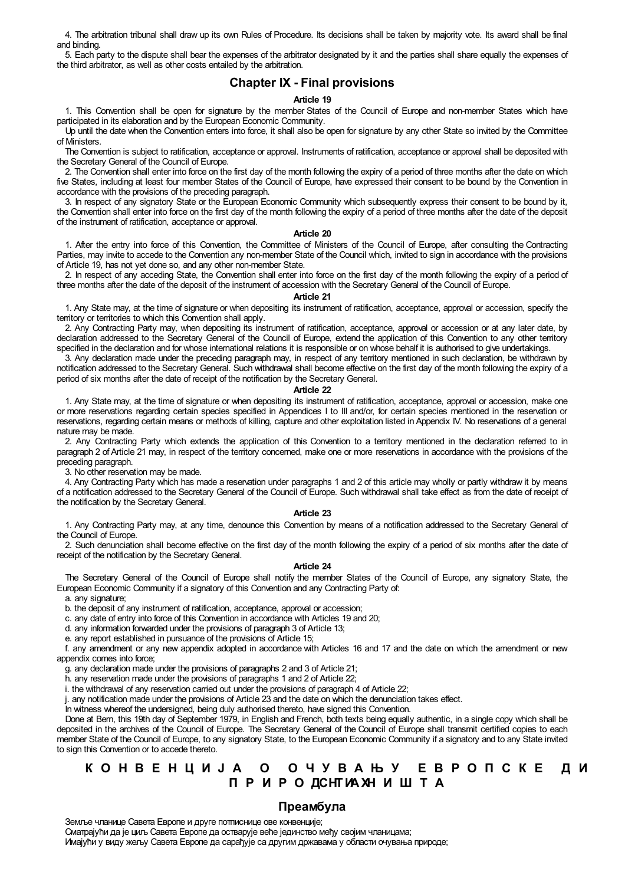4. The arbitration tribunal shall draw up its own Rules of Procedure. Its decisions shall be taken by majority vote. Its award shall be final and binding.

5. Each party to the dispute shall bear the expenses of the arbitrator designated by it and the parties shall share equally the expenses of the third arbitrator, as well as other costs entailed by the arbitration.

## Chapter IX - Final provisions

#### Article 19

1. This Convention shall be open for signature by the member States of the Council of Europe and non-member States which have participated in its elaboration and by the European Economic Community.

Up until the date when the Convention enters into force, it shall also be open for signature by any other State so invited by the Committee of Ministers.

The Convention is subject to ratification, acceptance or approval. Instruments of ratification, acceptance or approval shall be deposited with the Secretary General of the Council of Europe.

2. The Convention shall enter into force on the first day of the month following the expiry of a period of three months after the date on which five States, including at least four member States of the Council of Europe, have expressed their consent to be bound by the Convention in accordance with the provisions of the preceding paragraph.

3. In respect of any signatory State or the European Economic Community which subsequently express their consent to be bound by it, the Convention shall enter into force on the first day of the month following the expiry of a period of three months after the date of the deposit of the instrument of ratification, acceptance or approval.

#### Article 20

1. After the entry into force of this Convention, the Committee of Ministers of the Council of Europe, after consulting the Contracting Parties, may invite to accede to the Convention any non-member State of the Council which, invited to sign in accordance with the provisions of Article 19, has not yet done so, and any other non-member State.

2. In respect of any acceding State, the Convention shall enter into force on the first day of the month following the expiry of a period of three months after the date of the deposit of the instrument of accession with the Secretary General of the Council of Europe.

#### Article 21

1. Any State may, at the time of signature or when depositing its instrument of ratification, acceptance, approval or accession, specify the territory or territories to which this Convention shall apply.

2. Any Contracting Party may, when depositing its instrument of ratification, acceptance, approval or accession or at any later date, by declaration addressed to the Secretary General of the Council of Europe, extend the application of this Convention to any other territory specified in the declaration and for whose international relations it is responsible or on whose behalf it is authorised to give undertakings.

3. Any declaration made under the preceding paragraph may, in respect of any territory mentioned in such declaration, be withdrawn by notification addressed to the Secretary General. Such withdrawal shall become effective on the first day of the month following the expiry of a period of six months after the date of receipt of the notification by the Secretary General.

#### Article 22

1. Any State may, at the time of signature or when depositing its instrument of ratification, acceptance, approval or accession, make one or more reservations regarding certain species specified in Appendices I to III and/or, for certain species mentioned in the reservation or reservations, regarding certain means or methods of killing, capture and other exploitation listed in Appendix IV. No reservations of a general nature may be made.

2. Any Contracting Party which extends the application of this Convention to a territory mentioned in the declaration referred to in paragraph 2 of Article 21 may, in respect of the territory concerned, make one or more reservations in accordance with the provisions of the preceding paragraph.

3. No other reservation may be made.

4. Any Contracting Party which has made a reservation under paragraphs 1 and 2 of this article may wholly or partly withdraw it by means of a notification addressed to the Secretary General of the Council of Europe. Such withdrawal shall take effect as from the date of receipt of the notification by the Secretary General.

#### Article 23

1. Any Contracting Party may, at any time, denounce this Convention by means of a notification addressed to the Secretary General of the Council of Europe.

2. Such denunciation shall become effective on the first day of the month following the expiry of a period of six months after the date of receipt of the notification by the Secretary General.

#### Article 24

The Secretary General of the Council of Europe shall notify the member States of the Council of Europe, any signatory State, the European Economic Community if a signatory of this Convention and any Contracting Party of:

a. any signature;

b. the deposit of any instrument of ratification, acceptance, approval or accession;

c. any date of entry into force of this Convention in accordance with Articles 19 and 20;

d. any information forwarded under the provisions of paragraph 3 of Article 13;

e. any report established in pursuance of the provisions of Article 15;

f. any amendment or any new appendix adopted in accordance with Articles 16 and 17 and the date on which the amendment or new appendix comes into force;

g. any declaration made under the provisions of paragraphs 2 and 3 of Article 21;

h. any reservation made under the provisions of paragraphs 1 and 2 of Article 22;

i. the withdrawal of any reservation carried out under the provisions of paragraph 4 of Article 22;

j. any notification made under the provisions of Article 23 and the date on which the denunciation takes effect.

In witness whereof the undersigned, being duly authorised thereto, have signed this Convention.

Done at Bern, this 19th day of September 1979, in English and French, both texts being equally authentic, in a single copy which shall be deposited in the archives of the Council of Europe. The Secretary General of the Council of Europe shall transmit certified copies to each member State of the Council of Europe, to any signatory State, to the European Economic Community if a signatory and to any State invited to sign this Convention or to accede thereto.

# КОНВЕНЦИЈА О ОЧУВАЊУ ЕВРОПСКЕ ДИВЉЕ ФЛОРЕ И ФАУНЕ И ПРИРОДНИХ СТАНИШТА

## Преамбула

Земље чланице Савета Европе и друге потписнице ове конвенције;

Сматрајући да је циљ Савета Европе да остварује веће јединство међу својим чланицама;

Имајући у виду жељу Савета Европе да сарађује са другим државама у области очувања природе;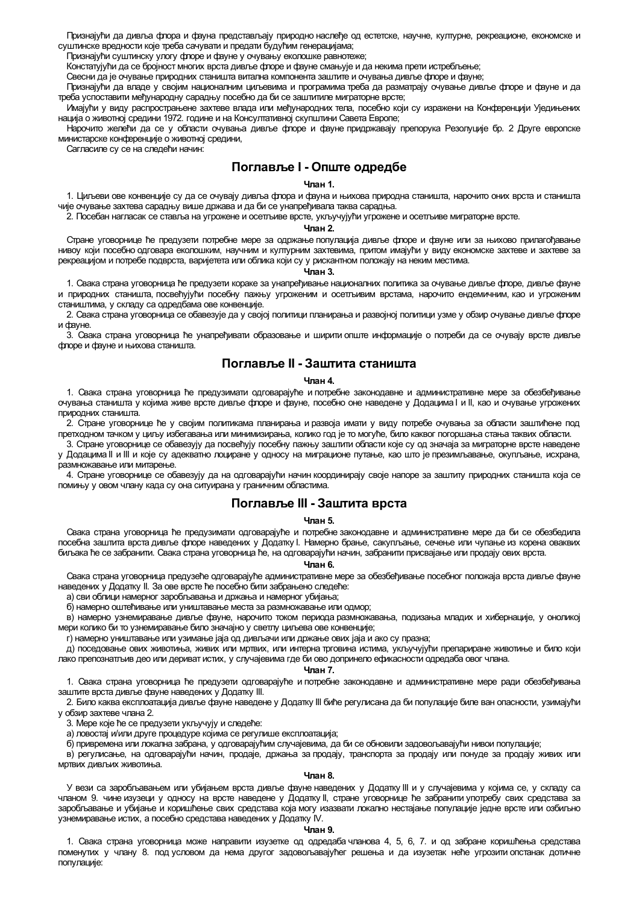Признајући да дивља флора и фауна представљају природно наслеђе од естетске, научне, културне, рекреационе, економске и суштинске вредности које треба сачувати и предати будућим генерацијама;

Признајући суштинску улогу флоре и фауне у очувању еколошке равнотеже;

Констатујући да се бројност многих врста дивље флоре и фауне смањује и да некима прети истребљење;

Свесни да је очување природних станишта витална компонента заштите и очувања дивље флоре и фауне;

Признајући да владе у својим националним циљевима и програмима треба да разматрају очување дивље флоре и фауне и да треба успоставити међународну сарадњу посебно да би се заштитиле миграторне врсте;

Имајући у виду распрострањене захтеве влада или међународних тела, посебно који су изражени на Конференцији Уједињених нација о животној средини 1972. године и на Консултативној скупштини Савета Европе;

Нарочито желећи да се у области очувања дивље флоре и фауне придржавају препорука Резолуције бр. 2 Друге европске министарске конференције о животној средини,

Сагласиле су се на следећи начин:

## Поглавље I - Опште одредбе

**Члан 1.**

1. Циљеви ове конвенције су да се очувају дивља флора и фауна и њихова природна станишта, нарочито оних врста и станишта чије очување захтева сарадњу више држава и да би се унапређивала таква сарадња.

2. Посебан нагласак се ставља на угрожене и осетљиве врсте, укључујући угрожене и осетљиве миграторне врсте.

**Члан 2.**

Стране уговорнице ће предузети потребне мере за одржање популација дивље флоре и фауне или за њихово прилагођавање нивоу који посебно одговара еколошким, научним и културним захтевима, притом имајући у виду економске захтеве и захтеве за рекреацијом и потребе подврста, варијетета или облика који су у ризичном положају на неким местима.

**Члан 3.**

1. Свака страна уговорница ће предузети кораке за унапређивање националних политика за очување дивље флоре, дивље фауне и природних станишта, посвећујући посебну пажњу угроженим и осетљивим врстама, нарочито ендемичним, као и угроженим становиштима, у складу са одредбама ове конвенције.

2. Свака страна уговорница се обавезује да у својој политици планирања и развојној политици узме у обзир очување дивље флоре и фауне.

3. Свака страна уговорница ће унапређивати образовање и ширити опште информације о потреби да се очувају врсте дивље флоре и фауне и њихова станишта.

## Поглавље II - Заштита станишта

**Члан 4.**

1. Свака страна уговорница ће предузимати одговарајуће и потребне законодавне и административне мере за обезбеђивање очувања станишта у којима живе врсте дивље флоре и фауне, посебно оне наведене у Додацима I и II, као и очување угрожених природних станишта.

2. Стране уговорнице ће у својим политикама планирања и развоја имати у виду потребе очувања за области заштићене под претходном тачком у циљу избегавања или минимизирања, колико год је то могуће, било каквог погоршања стања таквих области.

3. Стране уговорнице се обавезују да посвећују посебну пажњу заштити области које су од значаја за миграторне врсте наведене у Додацима II и III и које су адекватно лоциране у односу на миграционе путање, као што је презимљавање, окупљање, исхрана, размножавање или митарење.

4. Стране уговорнице се обавезују да на одговарајући начин координирају своје напоре за заштиту природних станишта која се помињу у овом члану када су она ситуирана у граничним областима.

## Поглавље III - Заштита врста

**Члан 5.**

Свака страна уговорница ће предузимати одговарајуће и потребне законодавне и административне мере да би се обезбедила посебна заштита врста дивље флоре наведених у Додатку I. Намерно брање, сакупљање, сечење или чупање из корена оваквих биљака ће се забранити. Свака страна уговорница ће, на одговарајући начин, забранити присвајање или продају ових врста.

**Члан 6.**

Свака страна уговорница предузеће одговарајуће административне мере за обезбеђивање посебног положаја врста дивље фауне наведених у Додатку II. За ове врсте ће посебно бити забрањено следеће:

а) сви облици намерног заробљавања и држања и намерног убијања;

б) намерно оштећивање или уништавање места за размножавање или одмор;

в) намерно узнемиравање дивље фауне, нарочито током периода размножавања, подизања младих и хибернације, у оноликој мери колико би то узнемиравање било значајно у светлу циљева ове конвенције;

г) намерно уништавање или узимање јаја од дивљачи или држање ових јаја и ако су празна;

д) поседовање ових животиња, живих или мртвих, или интерна трговина истима, укључујући препариране животиње и било који лако препознатљив део или дериват истих, у случајевима где би ово допринело ефикасности одредаба овог члана.

**Члан 7.**

1. Свака страна уговорница ће предузети одговарајуће и потребне законодавне и административне мере ради обезбеђивања заштите врста дивље фауне наведених у Додатку III.

2. Било каква експлоатација дивље фауне наведене у Додатку III биће регулисана да би популације биле ван опасности, узимајући у обзир захтеве члана 2.

3. Мере које ће се предузети укључују и следеће:

а) ловостај и/или друге процедуре којима се регулише експлоатација;

б) привремена или локална забрана, у одговарајућим случајевима, да би се обновили задовољавајући нивои популације;

в) регулисање, на одговарајући начин, продаје, држања за продају, транспорта за продају или понуде за продају живих или мртвих дивљих животиња.

**Члан 8.**

У вези са заробљавањем или убијањем врста дивље фауне наведених у Додатку III и у случајевима у којима се, у складу са чланом 9. чине изузеци у односу на врсте наведене у Додатку II, стране уговорнице ће забранити употребу свих средстава за заробљавање и убијање и коришћење свих средстава која могу изазвати локално нестајање популације једне врсте или озбиљно узнемиравање истих, а посебно средстава наведених у Додатку IV.

**Члан 9.**

1. Свака страна уговорница може направити изузетке од одредаба чланова 4, 5, 6, 7. и од забране коришћења средстава поменутих у члану 8. под условом да нема другог задовољавајућег решења и да изузетак неће угрозити опстанак дотичне популације: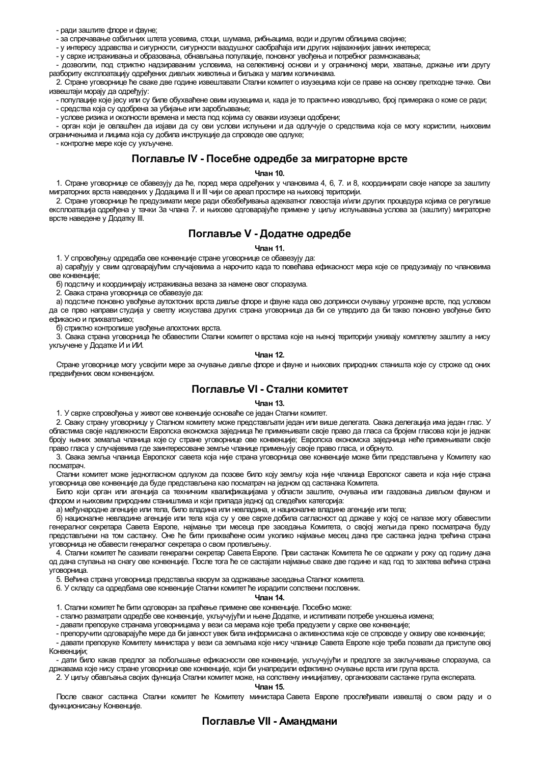- ради заштите флоре и фауне;

- за спречавање озбиљних штета усевима, стоци, шумама, рибњацима, води и другим облицима својине;

- у интересу здравства и сигурности, сигурности ваздушног саобраћаја или других најважнијих јавних инетереса;

- у сврхе истраживања и образовања, обнављања популације, поновног увођења и потребног размножавања;

- дозволити, под стриктно надзираваним условима, на селективној основи и у ограниченој мери, хватање, држање или другу разбориту експлоатацију одређених дивљих животиња и биљака у малим количинама.

2. Стране уговорнице ће сваке две године извештавати Стални комитет о изузецима који се праве на основу претходне тачке. Ови извештаји морају да одређују:

- популације које јесу или су биле обухваћене овим изузецима и, када је то практично изводљиво, број примерака о коме се ради;

- средства која су одобрена за убијање или заробљавање;

- услове ризика и околности времена и места под којима су овакви изузеци одобрени;

- орган који је овлашћен да изјави да су ови услови испуњени и да одлучује о средствима која се могу користити, њиховим ограничењима и лицима која су добила инструкције да спроводе ове одлуке;

- контролне мере које су укључене.

## Поглавље IV - Посебне одредбе за миграторне врсте

**Члан 10.**

1. Стране уговорнице се обавезују да ће, поред мера одређених у члановима 4, 6, 7. и 8, координирати своје напоре за заштиту миграторних врста наведених у Додацима II и III чији се ареал простире на њиховој територији.

2. Стране уговорнице ће предузимати мере ради обезбеђивања адекватног ловостаја и/или других процедура којима се регулише експлоатација одређена у тачки 3а члана 7. и њихове одговарајуће примене у циљу испуњавања услова за (заштиту) миграторне врсте наведене у Додатку III.

## Поглавље V - Додатне одредбе

**Члан 11.**

1. У спровођењу одредаба ове конвенције стране уговорнице се обавезују да:

а) сарађују у свим одговарајућим случајевима а нарочито када то повећава ефикасност мера које се предузимају по члановима ове конвенције;

б) подстичу и координирају истраживања везана за намене овог споразума.

2. Свака страна уговорница се обавезује да:

а) подстиче поновно увођење аутохтоних врста дивље флоре и фауне када ово доприноси очувању угрожене врсте, под условом да се прво направи студија у светлу искустава других страна уговорница да би се утврдило да би такво поновно увођење било ефикасно и прихватљиво;

б) стриктно контролише увођење алохтоних врста.

3. Свака страна уговорница ће обавестити Стални комитет о врстама које на њеној територији уживају комплетну заштиту а нису укључене у Додатке И и ИИ.

**Члан 12.**

Стране уговорнице могу усвојити мере за очување дивље флоре и фауне и њихових природних станишта које су строже од оних предвиђених овом конвенцијом.

## Поглавље VI - Стални комитет

**Члан 13.**

1. У сврхе спровођења у живот ове конвенције основаће се један Стални комитет.

2. Сваку страну уговорницу у Сталном комитету може представљати један или више делегата. Свака делегација има један глас. У областима своје надлежности Европска економска заједница ће примењивати своје право да гласа са бројем гласова који је једнак броју њених земаља чланица које су стране уговорнице ове конвенције; Европска економска заједница неће примењивати своје право гласа у случајевима где заинтересоване земље чланице примењују своје право гласа, и обрнуто.

3. Свака земља чланица Европског савета која није страна уговорница ове конвенције може бити представљена у Комитету као посматрач.

Стални комитет може једногласном одлуком да позове било коју земљу која није чланица Европског савета и која није страна уговорница ове конвенције да буде представљена као посматрач на једном од састанака Комитета.

Било који орган или агенција са техничким квалификацијама у области заштите, очувања или газдовања дивљом фауном и флором и њиховим природним стаништима и који припада једној од следећих категорија:

а) међународне агенције или тела, било владина или невладина, и националне владине агенције или тела;

б) националне невладине агенције или тела која су у ове сврхе добила сагласност од државе у којој се налазе могу обавестити генералног секретара Савета Европе, најмање три месеца пре заседања Комитета, о својој жељи да преко посматрача буду представљени на том састанку. Оне ће бити прихваћене осим уколико најмање месец дана пре састанка једна трећина страна уговорница не обавести генералног секретара о свом противљењу.

4. Стални комитет ће сазивати генерални секретар Савета Европе. Први састанак Комитета ће се одржати у року од годину дана од дана ступања на снагу ове конвенције. После тога ће се састајати најмање сваке две године и кад год то захтева већина страна уговорница.

5. Већина страна уговорница представља кворум за одржавање заседања Сталног комитета.

6. У складу са одредбама ове конвенције Стални комитет ће израдити сопствени пословник.

**Члан 14.**

1. Стални комитет ће бити одговоран за праћење примене ове конвенције. Посебно може:

- стално разматрати одредбе ове конвенције, укључујући и њене Додатке, и испитивати потребе уношења измена;

- давати препоруке странама уговорницама у вези са мерама које треба предузети у сврхе ове конвенције;

- препоручити одговарајуће мере да би јавност увек била информисана о активностима које се спроводе у оквиру ове конвенције;

- давати препоруке Комитету министара у вези са земљама које нису чланице Савета Европе које треба позвати да приступе овој Конвенцији;

- дати било какав предлог за побољшање ефикасности ове конвенције, укључујући и предлоге за закључивање споразума, са државама које нису стране уговорнице ове конвенције, који би унапредили ефективно очување врста или група врста.

2. У циљу обављања својих функција Стални комитет може, на сопствену иницијативу, организовати састанке група експерата.

**Члан 15.**

После сваког састанка Стални комитет ће Комитету министара Савета Европе прослеђивати извештај о свом раду и о функционисању Конвенције.

## Поглавље VII - Амандмани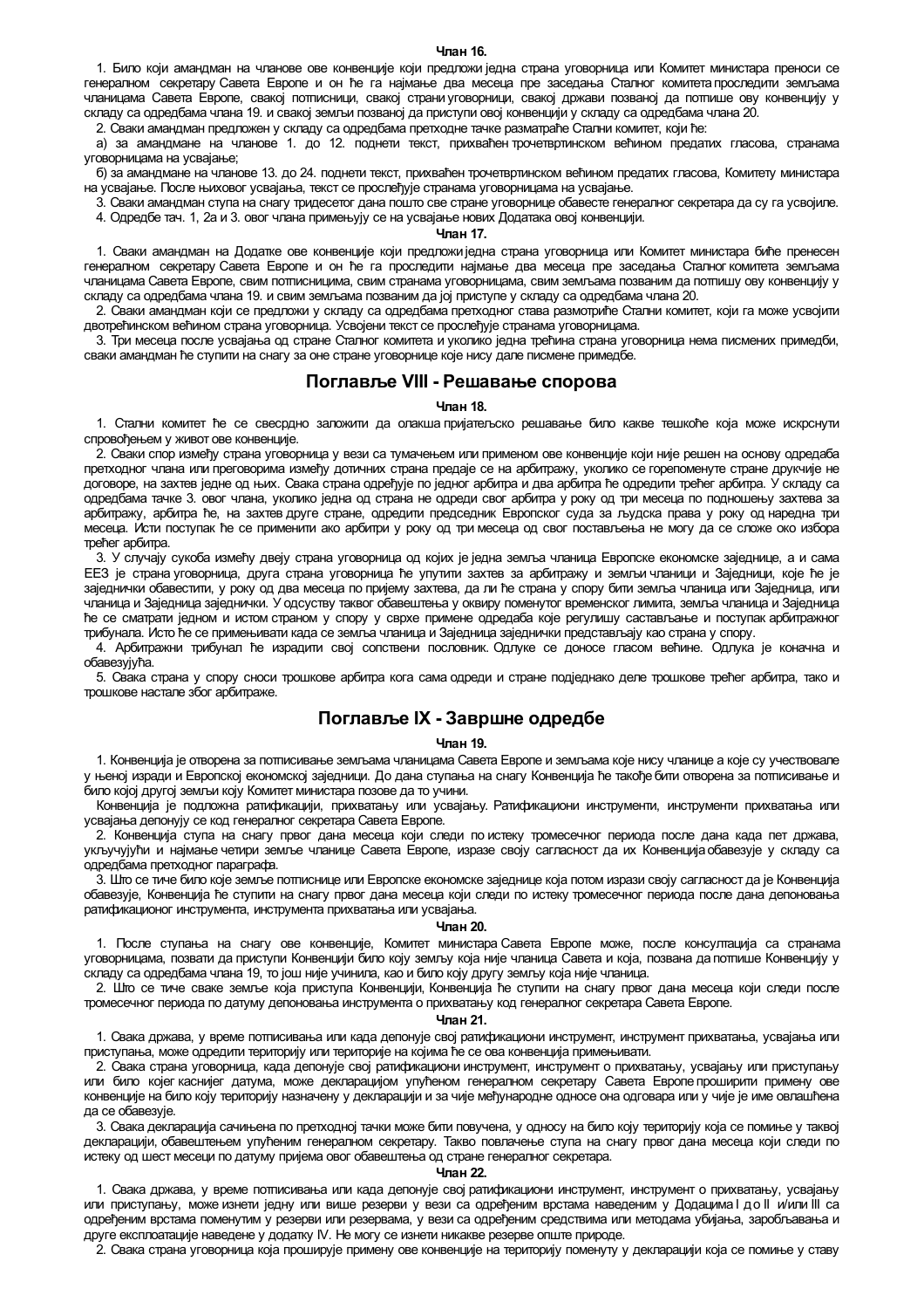**Члан 16.**

1. Било који амандман на чланове ове конвенције који предложи једна страна уговорница или Комитет министара преноси се генералном секретару Савета Европе и он ће га најмање два месеца пре заседања Сталног комитета проследити земљама чланицама Савета Европе, свакој потписници, свакој страни уговорници, свакој држави позваној да потпише ову конвенцију у складу са одредбама члана 19. и свакој земљи позваној да приступи овој конвенцији у складу са одредбама члана 20.

2. Сваки амандман предложен у складу са одредбама претходне тачке разматраће Стални комитет, који ће:

а) за амандмане на чланове 1. до 12. поднети текст, прихваћен тročетвртинском већином предатих гласова, странама уговорницама на усвајање;

б) за амандмане на чланове 13. до 24. поднети текст, прихваћен трочетвртинском већином предатих гласова, Комитету министара на усвајање. После њиховог усвајања, текст се прослеђује странама уговорницама на усвајање.

3. Сваки амандман ступа на снагу тридесетог дана пошто све стране уговорнице обавесте генералног секретара да су га усвојиле.

4. Одредбе тач. 1, 2а и 3. овог члана примењују се на усвајање нових Додатака овој конвенцији.

**Члан 17.**

1. Сваки амандман на Додатке ове конвенције који предложи једна страна уговорница или Комитет министара биће пренесен генералном секретару Савета Европе и он ће га проследити најмање два месеца пре заседања Сталног комитета земљама чланицама Савета Европе, свим потписницима, свим странама уговорницама, свим земљама позваним да потпишу ову конвенцију у складу са одредбама члана 19. и свим земљама позваним да јој приступе у складу са одредбама члана 20.

2. Сваки амандман који се предложи у складу са одредбама претходног става размотриће Стални комитет, који га може усвојити двотрећинском већином страна уговорница. Усвојени текст се прослеђује странама уговорницама.

3. Три месеца после усвајања од стране Сталног комитета и уколико једна трећина страна уговорница нема писмених примедби, сваки амандман ће ступити на снагу за оне стране уговорнице које нису дале писмене примедбе.

## Поглавље VIII - Решавање спорова

**Члан 18.**

1. Стални комитет ће се свесрдно заложити да олакша пријатељско решавање било какве тешкоће која може искрснути спровођењем у живот ове конвенције.

2. Сваки спор између страна уговорница у вези са тумачењем или применом ове конвенције који није решен на основу одредаба претходног члана или преговорима између дотичних страна предаје се на арбитражу, уколико се горепоменуте стране друкчије не договоре, на захтев једне од њих. Свака страна одређује по једног арбитра и два арбитра ће одредити трећег арбитра. У складу са одредбама тачке 3. овог члана, уколико једна од страна не одреди свог арбитра у року од три месеца по подношењу захтева за арбитражу, арбитра ће, на захтев друге стране, одредити председник Европског суда за људска права у року од наредна три месеца. Исти поступак ће се применити ако арбитри у року од три месеца од свог постављења не могу да се сложе око избора трећег арбитра.

3. У случају сукоба између двеју страна уговорница од којих је једна земља чланица Европске економске заједнице, а и сама ЕЕЗ је страна уговорница, друга страна уговорница ће упутити захтев за арбитражу и земљи чланици и Заједници, које ће је заједнички обавестити, у року од два месеца по пријему захтева, да ли ће страна у спору бити земља чланица или Заједница, или чланица и Заједница заједнички. У одсуству таквог обавештења у оквиру поменутог временског лимита, земља чланица и Заједница ће се сматрати једном и истом страном у спору у сврхе примене одредаба које регулишу састављање и поступак арбитражног трибунала. Исто ће се примењивати када се земља чланица и Заједница заједнички представљају као страна у спору.

4. Арбитражни трибунал ће израдити свој сопствени пословник. Одлуке се доносе гласом већине. Одлука је коначна и обавезујућа.

5. Свака страна у спору сноси трошкове арбитра кога сама одреди и стране подједнако деле трошкове трећег арбитра, тако и трошкове настале због арбитраже.

## Поглавље IX - Завршне одредбе

**Члан 19.**

1. Конвенција је отворена за потписивање земљама чланицама Савета Европе и земљама које нису чланице а које су учествовале у њеној изради и Европској економској заједници. До дана ступања на снагу Конвенција ће такође бити отворена за потписивање и било којој другој земљи коју Комитет министара позове да то учини.

Конвенција је подложна ратификацији, прихватању или усвајању. Ратификациони инструменти, инструменти прихватања или усвајања депонују се код генералног секретара Савета Европе.

2. Конвенција ступа на снагу првог дана месеца који следи по истеку тромесечног периода после дана када пет држава, укључујући и најмање четири земље чланице Савета Европе, изразе своју сагласност да их Конвенција обавезује у складу са одредбама претходног параграфа.

3. Што се тиче било које земље потписнице или Европске економске заједнице која потом изрази своју сагласност да је Конвенција обавезује, Конвенција ће ступити на снагу првог дана месеца који следи по истеку тромесечног периода после дана депоновања ратификационог инструмента, инструмента прихватања или усвајања.

**Члан 20.**

1. После ступања на снагу ове конвенције, Комитет министара Савета Европе може, после консултација са странама уговорницама, позвати да приступи Конвенцији било коју земљу која није чланица Савета и која, позвана да потпише Конвенцију у складу са одредбама члана 19, то још није учинила, као и било коју другу земљу која није чланица.

2. Што се тиче сваке земље која приступа Конвенцији, Конвенција ће ступити на снагу првог дана месеца који следи после тромесечног периода по датуму депоновања инструмента о прихватању код генералног секретара Савета Европе.

**Члан 21.**

1. Свака држава, у време потписивања или када депонује свој ратификациони инструмент, инструмент прихватања, усвајања или приступања, може одредити територију или територије на којима ће се ова конвенција примењивати.

2. Свака страна уговорница, када депонује свој ратификациони инструмент, инструмент о прихватању, усвајању или приступању или било којег каснијег датума, може декларацијом упућеном генералном секретару Савета Европе проширити примену ове конвенције на било коју територију назначену у декларацији и за чије међународне односе она одговара или у чије је име овлашћена да се обавезује.

3. Свака декларација сачињена по претходној тачки може бити повучена, у односу на било коју територију која се помиње у таквој декларацији, обавештењем упућеним генералном секретару. Такво повлачење ступа на снагу првог дана месеца који следи по истеку од шест месеци по датуму пријема овог обавештења од стране генералног секретара.

**Члан 22.**

1. Свака држава, у време потписивања или када депонује свој ратификациони инструмент, инструмент о прихватању, усвајању или приступању, може изнети једну или више резерви у вези са одређеним врстама наведеним у Додацима I до II и/или III са одређеним врстама поменутим у резерви или резервама, у вези са одређеним средствима или методама убијања, заробљавања и друге експлоатације наведене у додатку IV. Не могу се изнети никакве резерве опште природе.

2. Свака страна уговорница која проширује примену ове конвенције на територију поменуту у декларацији која се помиње у ставу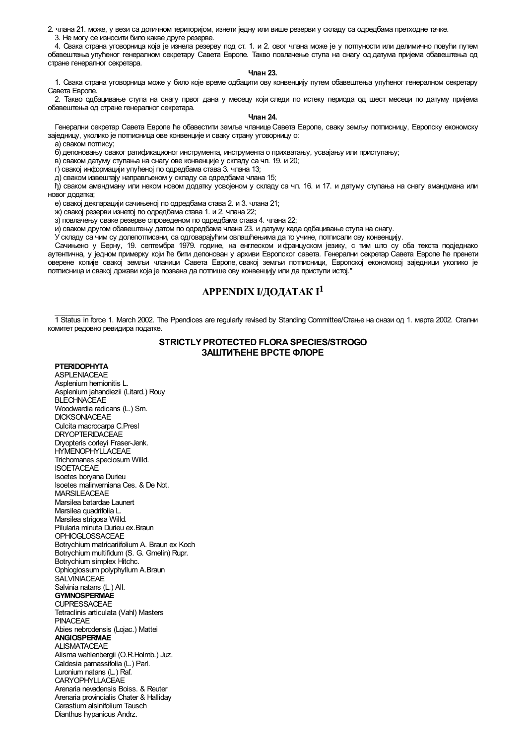2. члана 21. може, у вези са дотичном територијом, изнети једну или више резерви у складу са одредбама претходне тачке.

3. Не могу се износити било какве друге резерве.

4. Свака страна уговорница која је изнела резерву под ст. 1. и 2. овог члана може је у потпуности или делимично повући путем обавештења упућеног генералном секретару Савета Европе. Такво повлачење ступа на снагу од датума пријема обавештења од стране генералног секретара.

**Члан 23.**

1. Свака страна уговорница може у било које време одбацити ову конвенцију путем обавештења упућеног генералном секретару Савета Европе.

2. Такво одбацивање ступа на снагу првог дана у месецу који следи по истеку периода од шест месеци по датуму пријема обавештења од стране генералног секретара.

**Члан 24.**

Генерални секретар Савета Европе ће обавестити земље чланице Савета Европе, сваку земљу потписницу, Европску економску заједницу, уколико је потписница ове конвенције и сваку страну уговорницу о:

а) сваком потпису;

б) депоновању сваког ратификационог инструмента, инструмента о прихватању, усвајању или приступању;

в) сваком датуму ступања на снагу ове конвенције у складу са чл. 19. и 20;

г) свакој информацији упућеној по одредбама става 3. члана 13;

д) сваком извештају направљеном у складу са одредбама члана 15;

ђ) сваком амандману или неком новом додатку усвојеном у складу са чл. 16. и 17. и датуму ступања на снагу амандмана или новог додатка;

е) свакој декларацији сачињеној по одредбама става 2. и 3. члана 21;

ж) свакој резерви изнетој по одредбама става 1. и 2. члана 22;

з) повлачењу сваке резерве спроведеном по одредбама става 4. члана 22;

и) сваком другом обавештењу датом по одредбама члана 23. и датуму када одбацивање ступа на снагу.

У складу са чим су долепотписани, са одговарајућим овлашћењима да то учине, потписали ову конвенцију.

Сачињено у Берну, 19. септембра 1979. године, на енглеском и француском језику, с тим што су оба текста подједнако аутентична, у једном примерку који ће бити депонован у архиви Европског савета. Генерални секретар Савета Европе ће пренети оверене копије свакој земљи чланици Савета Европе, свакој земљи потписници, Европској економској заједници уколико је потписница и свакој држави која је позвана да потпише ову конвенцију или да приступи истој."

## APPENDIX I/ДОДАТАК I[1]

[1] Status in force 1. March 2002. The Ppendices are regularly revised by Standing Committee/Стање на снази од 1. марта 2002. Стални комитет редовно ревидира податке.

### STRICTLY PROTECTED FLORA SPECIES/STROGO ЗАШТИЋЕНЕ ВРСТЕ ФЛОРЕ

**PTERIDOPHYTA**
ASPLENIACEAE
Asplenium hemionitis L.
Asplenium jahandiezii (Litard.) Rouy
BLECHNACEAE
Woodwardia radicans (L.) Sm.
DICKSONIACEAE
Culcita macrocarpa C.Presl
DRYOPTERIDACEAE
Dryopteris corleyi Fraser-Jenk.
HYMENOPHYLLACEAE
Trichomanes speciosum Willd.
ISOETACEAE
Isoetes boryana Durieu
Isoetes malinverniana Ces. & De Not.
MARSILEACEAE
Marsilea batardae Launert
Marsilea quadrifolia L.
Marsilea strigosa Willd.
Pilularia minuta Durieu ex.Braun
OPHIOGLOSSACEAE
Botrychium matricariifolium A. Braun ex Koch
Botrychium multifidum (S. G. Gmelin) Rupr.
Botrychium simplex Hitchc.
Ophioglossum polyphyllum A.Braun
SALVINIACEAE
Salvinia natans (L.) All.
**GYMNOSPERMAE**
CUPRESSACEAE
Tetraclinis articulata (Vahl) Masters
PINACEAE
Abies nebrodensis (Lojac.) Mattei
**ANGIOSPERMAE**
ALISMATACEAE
Alisma wahlenbergii (O.R.Holmb.) Juz.
Caldesia parnassifolia (L.) Parl.
Luronium natans (L.) Raf.
CARYOPHYLLACEAE
Arenaria nevadensis Boiss. & Reuter
Arenaria provincialis Chater & Halliday
Cerastium alsinifolium Tausch
Dianthus hypanicus Andrz.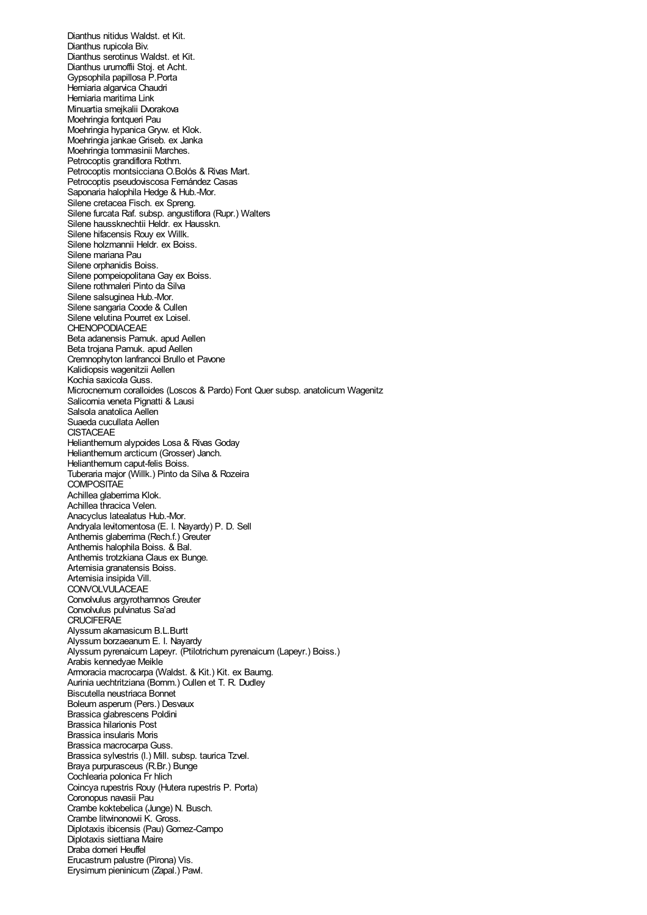Dianthus nitidus Waldst. et Kit.
Dianthus rupicola Biv.
Dianthus serotinus Waldst. et Kit.
Dianthus urumoffii Stoj. et Acht.
Gypsophila papillosa P.Porta
Herniaria algarvica Chaudri
Herniaria maritima Link
Minuartia smejkalii Dvorakova
Moehringia fontqueri Pau
Moehringia hypanica Gryw. et Klok.
Moehringia jankae Griseb. ex Janka
Moehringia tommasinii Marches.
Petrocoptis grandiflora Rothm.
Petrocoptis montsicciana O.Bolós & Rivas Mart.
Petrocoptis pseudoviscosa Fernández Casas
Saponaria halophila Hedge & Hub.-Mor.
Silene cretacea Fisch. ex Spreng.
Silene furcata Raf. subsp. angustiflora (Rupr.) Walters
Silene haussknechtii Heldr. ex Hausskn.
Silene hifacensis Rouy ex Willk.
Silene holzmannii Heldr. ex Boiss.
Silene mariana Pau
Silene orphanidis Boiss.
Silene pompeiopolitana Gay ex Boiss.
Silene rothmaleri Pinto da Silva
Silene salsuginea Hub.-Mor.
Silene sangaria Coode & Cullen
Silene velutina Pourret ex Loisel.
CHENOPODIACEAE
Beta adanensis Pamuk. apud Aellen
Beta trojana Pamuk. apud Aellen
Cremnophyton lanfrancoi Brullo et Pavone
Kalidiopsis wagenitzii Aellen
Kochia saxicola Guss.
Microcnemum coralloides (Loscos & Pardo) Font Quer subsp. anatolicum Wagenitz
Salicornia veneta Pignatti & Lausi
Salsola anatolica Aellen
Suaeda cucullata Aellen
CISTACEAE
Helianthemum alypoides Losa & Rivas Goday
Helianthemum arcticum (Grosser) Janch.
Helianthemum caput-felis Boiss.
Tuberaria major (Willk.) Pinto da Silva & Rozeira
COMPOSITAE
Achillea glaberrima Klok.
Achillea thracica Velen.
Anacyclus latealatus Hub.-Mor.
Andryala levitomentosa (E. I. Nayardy) P. D. Sell
Anthemis glaberrima (Rech.f.) Greuter
Anthemis halophila Boiss. & Bal.
Anthemis trotzkiana Claus ex Bunge.
Artemisia granatensis Boiss.
Artemisia insipida Vill.
CONVOLVULACEAE
Convolvulus argyrothamnos Greuter
Convolvulus pulvinatus Sa'ad
CRUCIFERAE
Alyssum akamasicum B.L.Burtt
Alyssum borzaeanum E. I. Nayardy
Alyssum pyrenaicum Lapeyr. (Ptilotrichum pyrenaicum (Lapeyr.) Boiss.)
Arabis kennedyae Meikle
Armoracia macrocarpa (Waldst. & Kit.) Kit. ex Baumg.
Aurinia uechtritziana (Bornm.) Cullen et T. R. Dudley
Biscutella neustriaca Bonnet
Boleum asperum (Pers.) Desvaux
Brassica glabrescens Poldini
Brassica hilarionis Post
Brassica insularis Moris
Brassica macrocarpa Guss.
Brassica sylvestris (l.) Mill. subsp. taurica Tzvel.
Braya purpurasceus (R.Br.) Bunge
Cochlearia polonica Fr hlich
Coincya rupestris Rouy (Hutera rupestris P. Porta)
Coronopus navasii Pau
Crambe koktebelica (Junge) N. Busch.
Crambe litwinonowii K. Gross.
Diplotaxis ibicensis (Pau) Gomez-Campo
Diplotaxis siettiana Maire
Draba dorneri Heuffel
Erucastrum palustre (Pirona) Vis.
Erysimum pieninicum (Zapal.) Pawl.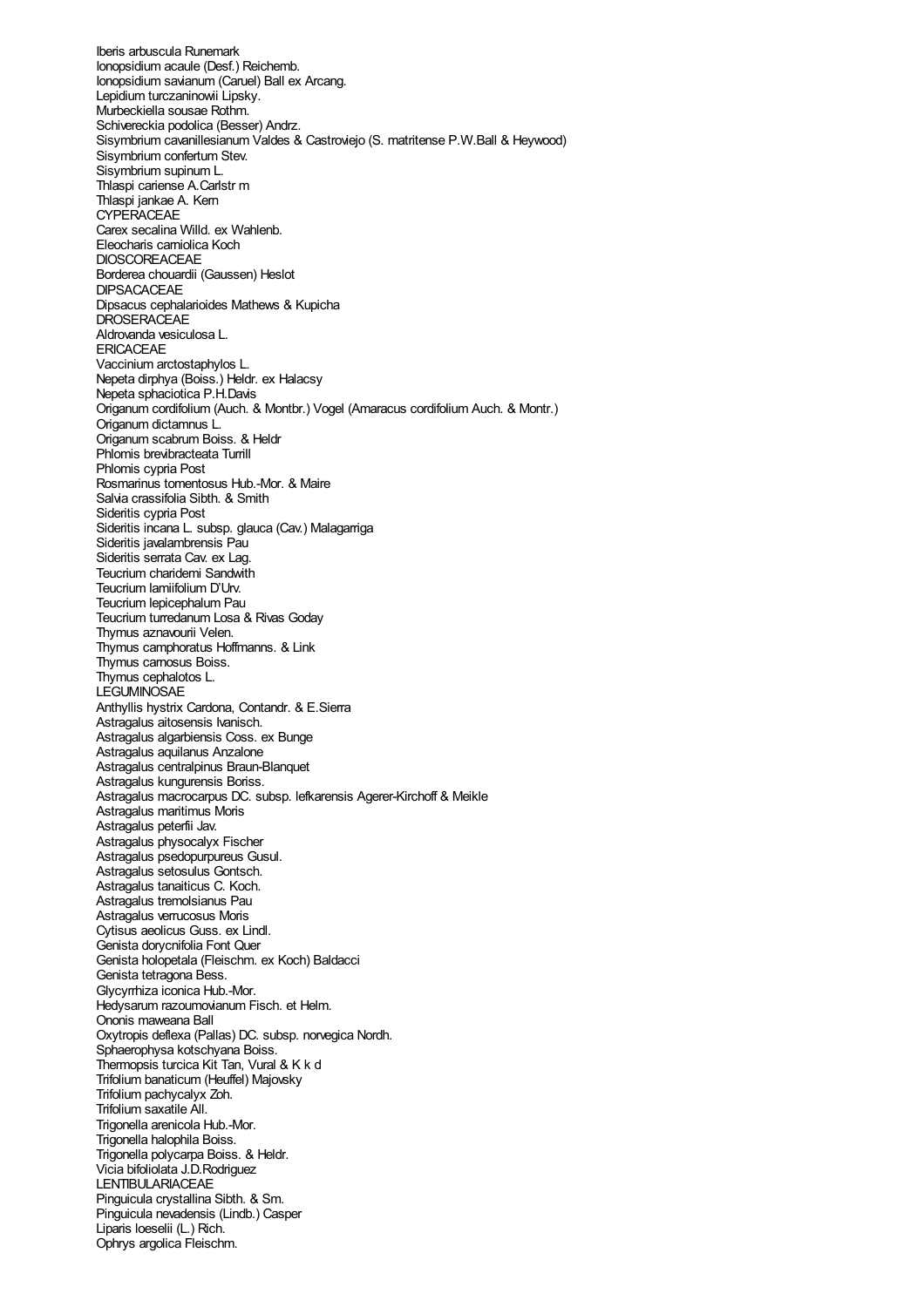Iberis arbuscula Runemark
Ionopsidium acaule (Desf.) Reichemb.
Ionopsidium savianum (Caruel) Ball ex Arcang.
Lepidium turczaninowii Lipsky.
Murbeckiella sousae Rothm.
Schivereckia podolica (Besser) Andrz.
Sisymbrium cavanillesianum Valdes & Castroviejo (S. matritense P.W.Ball & Heywood)
Sisymbrium confertum Stev.
Sisymbrium supinum L.
Thlaspi cariense A.Carlstr m
Thlaspi jankae A. Kern
CYPERACEAE
Carex secalina Willd. ex Wahlenb.
Eleocharis carniolica Koch
DIOSCOREACEAE
Borderea chouardii (Gaussen) Heslot
DIPSACACEAE
Dipsacus cephalarioides Mathews & Kupicha
DROSERACEAE
Aldrovanda vesiculosa L.
ERICACEAE
Vaccinium arctostaphylos L.
Nepeta dirphya (Boiss.) Heldr. ex Halacsy
Nepeta sphaciotica P.H.Davis
Origanum cordifolium (Auch. & Montbr.) Vogel (Amaracus cordifolium Auch. & Montr.)
Origanum dictamnus L.
Origanum scabrum Boiss. & Heldr
Phlomis brevibracteata Turrill
Phlomis cypria Post
Rosmarinus tomentosus Hub.-Mor. & Maire
Salvia crassifolia Sibth. & Smith
Sideritis cypria Post
Sideritis incana L. subsp. glauca (Cav.) Malagarriga
Sideritis javalambrensis Pau
Sideritis serrata Cav. ex Lag.
Teucrium charidemi Sandwith
Teucrium lamiifolium D'Urv.
Teucrium lepicephalum Pau
Teucrium turredanum Losa & Rivas Goday
Thymus aznavourii Velen.
Thymus camphoratus Hoffmanns. & Link
Thymus carnosus Boiss.
Thymus cephalotos L.
LEGUMINOSAE
Anthyllis hystrix Cardona, Contandr. & E.Sierra
Astragalus aitosensis Ivanisch.
Astragalus algarbiensis Coss. ex Bunge
Astragalus aquilanus Anzalone
Astragalus centralpinus Braun-Blanquet
Astragalus kungurensis Boriss.
Astragalus macrocarpus DC. subsp. lefkarensis Agerer-Kirchoff & Meikle
Astragalus maritimus Moris
Astragalus peterfii Jav.
Astragalus physocalyx Fischer
Astragalus psedopurpureus Gusul.
Astragalus setosulus Gontsch.
Astragalus tanaiticus C. Koch.
Astragalus tremolsianus Pau
Astragalus verrucosus Moris
Cytisus aeolicus Guss. ex Lindl.
Genista dorycnifolia Font Quer
Genista holopetala (Fleischm. ex Koch) Baldacci
Genista tetragona Bess.
Glycyrrhiza iconica Hub.-Mor.
Hedysarum razoumovianum Fisch. et Helm.
Ononis maweana Ball
Oxytropis deflexa (Pallas) DC. subsp. norvegica Nordh.
Sphaerophysa kotschyana Boiss.
Thermopsis turcica Kit Tan, Vural & K k d
Trifolium banaticum (Heuffel) Majovsky
Trifolium pachycalyx Zoh.
Trifolium saxatile All.
Trigonella arenicola Hub.-Mor.
Trigonella halophila Boiss.
Trigonella polycarpa Boiss. & Heldr.
Vicia bifoliolata J.D.Rodriguez
LENTIBULARIACEAE
Pinguicula crystallina Sibth. & Sm.
Pinguicula nevadensis (Lindb.) Casper
Liparis loeselii (L.) Rich.
Ophrys argolica Fleischm.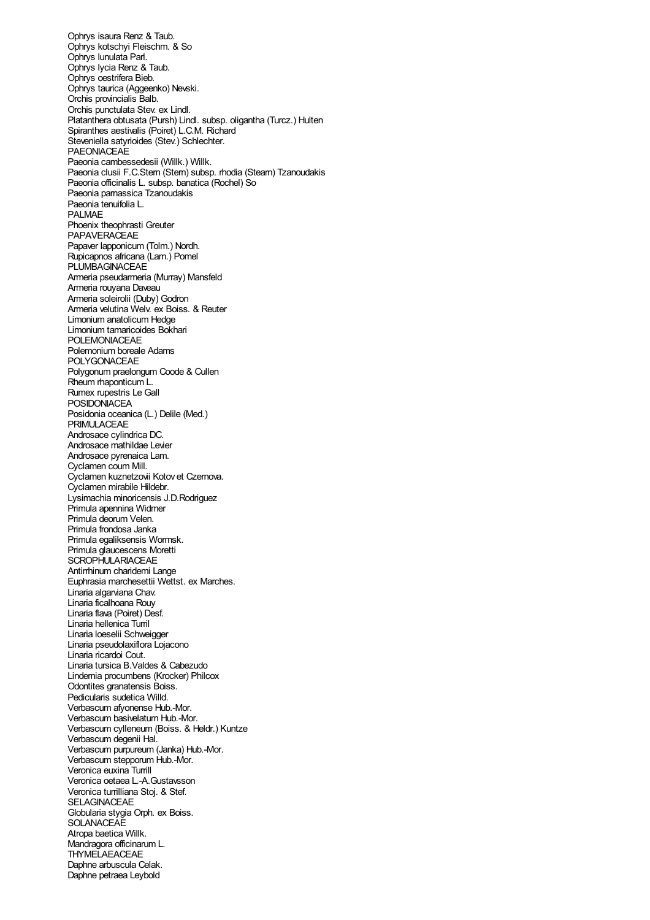Ophrys isaura Renz & Taub.
Ophrys kotschyi Fleischm. & So
Ophrys lunulata Parl.
Ophrys lycia Renz & Taub.
Ophrys oestrifera Bieb.
Ophrys taurica (Aggeenko) Nevski.
Orchis provincialis Balb.
Orchis punctulata Stev. ex Lindl.
Platanthera obtusata (Pursh) Lindl. subsp. oligantha (Turcz.) Hulten
Spiranthes aestivalis (Poiret) L.C.M. Richard
Steveniella satyrioides (Stev.) Schlechter.
PAEONIACEAE
Paeonia cambessedesii (Willk.) Willk.
Paeonia clusii F.C.Stern (Stern) subsp. rhodia (Stearn) Tzanoudakis
Paeonia officinalis L. subsp. banatica (Rochel) So
Paeonia parnassica Tzanoudakis
Paeonia tenuifolia L.
PALMAE
Phoenix theophrasti Greuter
PAPAVERACEAE
Papaver lapponicum (Tolm.) Nordh.
Rupicapnos africana (Lam.) Pomel
PLUMBAGINACEAE
Armeria pseudarmeria (Murray) Mansfeld
Armeria rouyana Daveau
Armeria soleirolii (Duby) Godron
Armeria velutina Welv. ex Boiss. & Reuter
Limonium anatolicum Hedge
Limonium tamaricoides Bokhari
POLEMONIACEAE
Polemonium boreale Adams
POLYGONACEAE
Polygonum praelongum Coode & Cullen
Rheum rhaponticum L.
Rumex rupestris Le Gall
POSIDONIACEA
Posidonia oceanica (L.) Delile (Med.)
PRIMULACEAE
Androsace cylindrica DC.
Androsace mathildae Levier
Androsace pyrenaica Lam.
Cyclamen coum Mill.
Cyclamen kuznetzovii Kotov et Czernova.
Cyclamen mirabile Hildebr.
Lysimachia minoricensis J.D.Rodriguez
Primula apennina Widmer
Primula deorum Velen.
Primula frondosa Janka
Primula egaliksensis Wormsk.
Primula glaucescens Moretti
SCROPHULARIACEAE
Antirrhinum charidemi Lange
Euphrasia marchesettii Wettst. ex Marches.
Linaria algarviana Chav.
Linaria ficalhoana Rouy
Linaria flava (Poiret) Desf.
Linaria hellenica Turril
Linaria loeselii Schweigger
Linaria pseudolaxiflora Lojacono
Linaria ricardoi Cout.
Linaria tursica B.Valdes & Cabezudo
Lindernia procumbens (Krocker) Philcox
Odontites granatensis Boiss.
Pedicularis sudetica Willd.
Verbascum afyonense Hub.-Mor.
Verbascum basivelatum Hub.-Mor.
Verbascum cylleneum (Boiss. & Heldr.) Kuntze
Verbascum degenii Hal.
Verbascum purpureum (Janka) Hub.-Mor.
Verbascum stepporum Hub.-Mor.
Veronica euxina Turrill
Veronica oetaea L.-A.Gustavsson
Veronica turrilliana Stoj. & Stef.
SELAGINACEAE
Globularia stygia Orph. ex Boiss.
SOLANACEAE
Atropa baetica Willk.
Mandragora officinarum L.
THYMELAEACEAE
Daphne arbuscula Celak.
Daphne petraea Leybold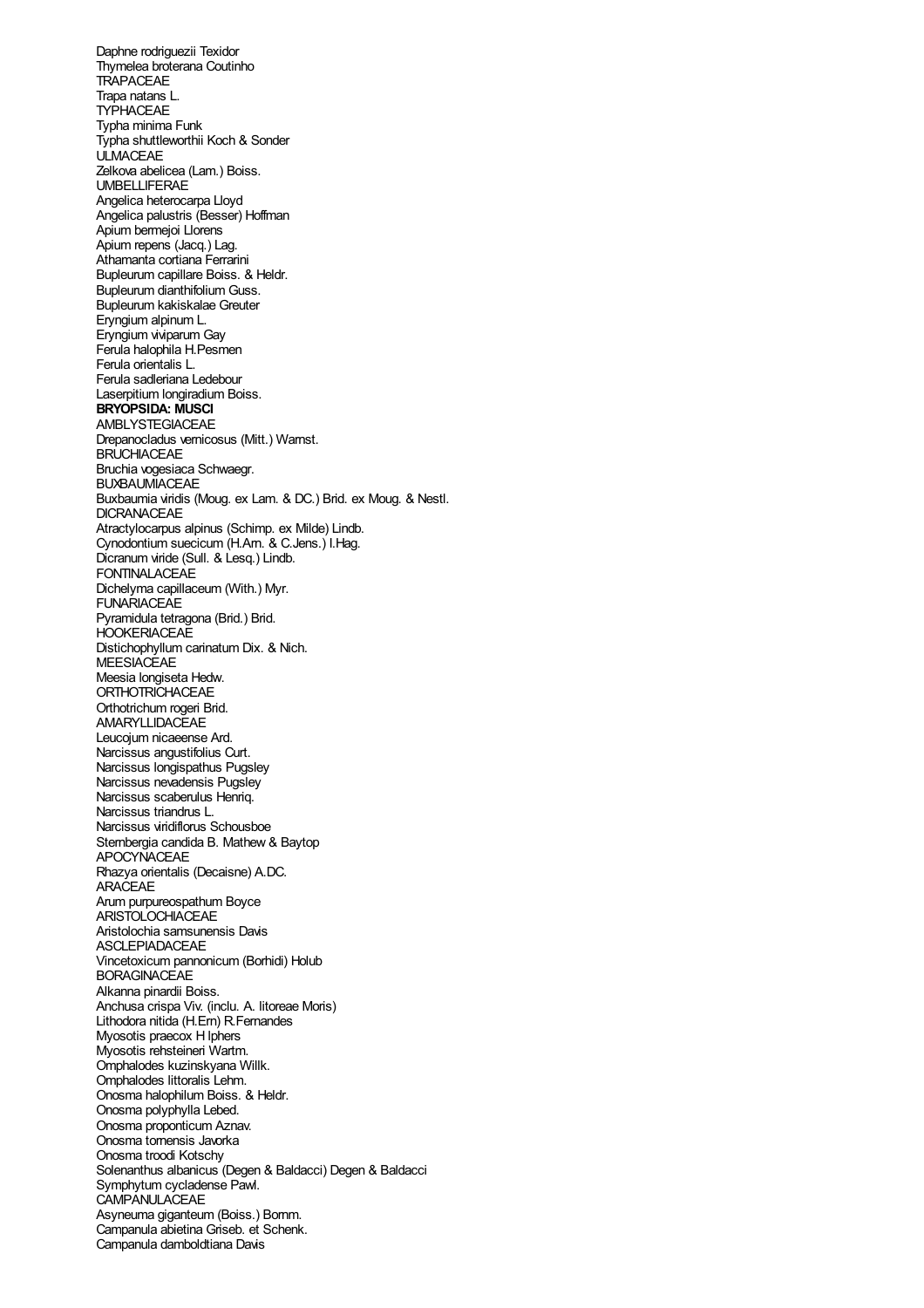Daphne rodriguezii Texidor
Thymelea broterana Coutinho
TRAPACEAE
Trapa natans L.
TYPHACEAE
Typha minima Funk
Typha shuttleworthii Koch & Sonder
ULMACEAE
Zelkova abelicea (Lam.) Boiss.
UMBELLIFERAE
Angelica heterocarpa Lloyd
Angelica palustris (Besser) Hoffman
Apium bermejoi Llorens
Apium repens (Jacq.) Lag.
Athamanta cortiana Ferrarini
Bupleurum capillare Boiss. & Heldr.
Bupleurum dianthifolium Guss.
Bupleurum kakiskalae Greuter
Eryngium alpinum L.
Eryngium viviparum Gay
Ferula halophila H.Pesmen
Ferula orientalis L.
Ferula sadleriana Ledebour
Laserpitium longiradium Boiss.
**BRYOPSIDA: MUSCI**
AMBLYSTEGIACEAE
Drepanocladus vernicosus (Mitt.) Warnst.
BRUCHIACEAE
Bruchia vogesiaca Schwaegr.
BUXBAUMIACEAE
Buxbaumia viridis (Moug. ex Lam. & DC.) Brid. ex Moug. & Nestl.
DICRANACEAE
Atractylocarpus alpinus (Schimp. ex Milde) Lindb.
Cynodontium suecicum (H.Arn. & C.Jens.) I.Hag.
Dicranum viride (Sull. & Lesq.) Lindb.
FONTINALACEAE
Dichelyma capillaceum (With.) Myr.
FUNARIACEAE
Pyramidula tetragona (Brid.) Brid.
HOOKERIACEAE
Distichophyllum carinatum Dix. & Nich.
MEESIACEAE
Meesia longiseta Hedw.
ORTHOTRICHACEAE
Orthotrichum rogeri Brid.
AMARYLLIDACEAE
Leucojum nicaeense Ard.
Narcissus angustifolius Curt.
Narcissus longispathus Pugsley
Narcissus nevadensis Pugsley
Narcissus scaberulus Henriq.
Narcissus triandrus L.
Narcissus viridiflorus Schousboe
Sternbergia candida B. Mathew & Baytop
APOCYNACEAE
Rhazya orientalis (Decaisne) A.DC.
ARACEAE
Arum purpureospathum Boyce
ARISTOLOCHIACEAE
Aristolochia samsunensis Davis
ASCLEPIADACEAE
Vincetoxicum pannonicum (Borhidi) Holub
BORAGINACEAE
Alkanna pinardii Boiss.
Anchusa crispa Viv. (inclu. A. litoreae Moris)
Lithodora nitida (H.Ern) R.Fernandes
Myosotis praecox H lphers
Myosotis rehsteineri Wartm.
Omphalodes kuzinskyana Willk.
Omphalodes littoralis Lehm.
Onosma halophilum Boiss. & Heldr.
Onosma polyphylla Lebed.
Onosma proponticum Aznav.
Onosma tornensis Javorka
Onosma troodi Kotschy
Solenanthus albanicus (Degen & Baldacci) Degen & Baldacci
Symphytum cycladense Pawl.
CAMPANULACEAE
Asyneuma giganteum (Boiss.) Bornm.
Campanula abietina Griseb. et Schenk.
Campanula damboldtiana Davis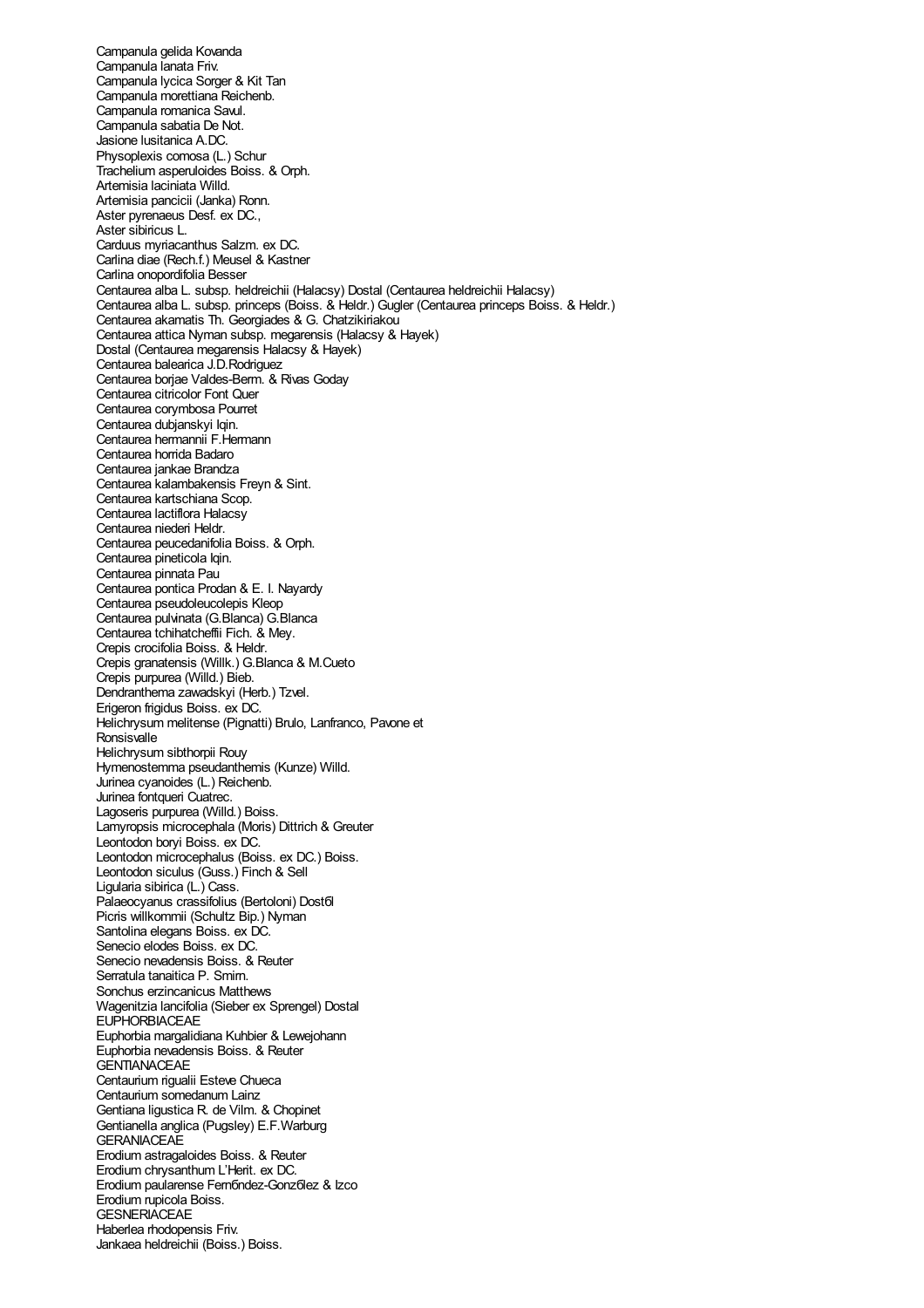Campanula gelida Kovanda
Campanula lanata Friv.
Campanula lycica Sorger & Kit Tan
Campanula morettiana Reichenb.
Campanula romanica Savul.
Campanula sabatia De Not.
Jasione lusitanica A.DC.
Physoplexis comosa (L.) Schur
Trachelium asperuloides Boiss. & Orph.
Artemisia laciniata Willd.
Artemisia pancicii (Janka) Ronn.
Aster pyrenaeus Desf. ex DC.,
Aster sibiricus L.
Carduus myriacanthus Salzm. ex DC.
Carlina diae (Rech.f.) Meusel & Kastner
Carlina onopordifolia Besser
Centaurea alba L. subsp. heldreichii (Halacsy) Dostal (Centaurea heldreichii Halacsy)
Centaurea alba L. subsp. princeps (Boiss. & Heldr.) Gugler (Centaurea princeps Boiss. & Heldr.)
Centaurea akamatis Th. Georgiades & G. Chatzikiriakou
Centaurea attica Nyman subsp. megarensis (Halacsy & Hayek)
Dostal (Centaurea megarensis Halacsy & Hayek)
Centaurea balearica J.D.Rodriguez
Centaurea borjae Valdes-Berm. & Rivas Goday
Centaurea citricolor Font Quer
Centaurea corymbosa Pourret
Centaurea dubjanskyi Iqin.
Centaurea hermannii F.Hermann
Centaurea horrida Badaro
Centaurea jankae Brandza
Centaurea kalambakensis Freyn & Sint.
Centaurea kartschiana Scop.
Centaurea lactiflora Halacsy
Centaurea niederi Heldr.
Centaurea peucedanifolia Boiss. & Orph.
Centaurea pineticola Iqin.
Centaurea pinnata Pau
Centaurea pontica Prodan & E. I. Nayardy
Centaurea pseudoleucolepis Kleop
Centaurea pulvinata (G.Blanca) G.Blanca
Centaurea tchihatcheffii Fich. & Mey.
Crepis crocifolia Boiss. & Heldr.
Crepis granatensis (Willk.) G.Blanca & M.Cueto
Crepis purpurea (Willd.) Bieb.
Dendranthema zawadskyi (Herb.) Tzvel.
Erigeron frigidus Boiss. ex DC.
Helichrysum melitense (Pignatti) Brulo, Lanfranco, Pavone et
Ronsisvalle
Helichrysum sibthorpii Rouy
Hymenostemma pseudanthemis (Kunze) Willd.
Jurinea cyanoides (L.) Reichenb.
Jurinea fontqueri Cuatrec.
Lagoseris purpurea (Willd.) Boiss.
Lamyropsis microcephala (Moris) Dittrich & Greuter
Leontodon boryi Boiss. ex DC.
Leontodon microcephalus (Boiss. ex DC.) Boiss.
Leontodon siculus (Guss.) Finch & Sell
Ligularia sibirica (L.) Cass.
Palaeocyanus crassifolius (Bertoloni) Dost6l
Picris willkommii (Schultz Bip.) Nyman
Santolina elegans Boiss. ex DC.
Senecio elodes Boiss. ex DC.
Senecio nevadensis Boiss. & Reuter
Serratula tanaitica P. Smirn.
Sonchus erzincanicus Matthews
Wagenitzia lancifolia (Sieber ex Sprengel) Dostal
EUPHORBIACEAE
Euphorbia margalidiana Kuhbier & Lewejohann
Euphorbia nevadensis Boiss. & Reuter
GENTIANACEAE
Centaurium rigualii Esteve Chueca
Centaurium somedanum Lainz
Gentiana ligustica R. de Vilm. & Chopinet
Gentianella anglica (Pugsley) E.F.Warburg
GERANIACEAE
Erodium astragaloides Boiss. & Reuter
Erodium chrysanthum L'Herit. ex DC.
Erodium paularense Fern6ndez-Gonz6lez & Izco
Erodium rupicola Boiss.
GESNERIACEAE
Haberlea rhodopensis Friv.
Jankaea heldreichii (Boiss.) Boiss.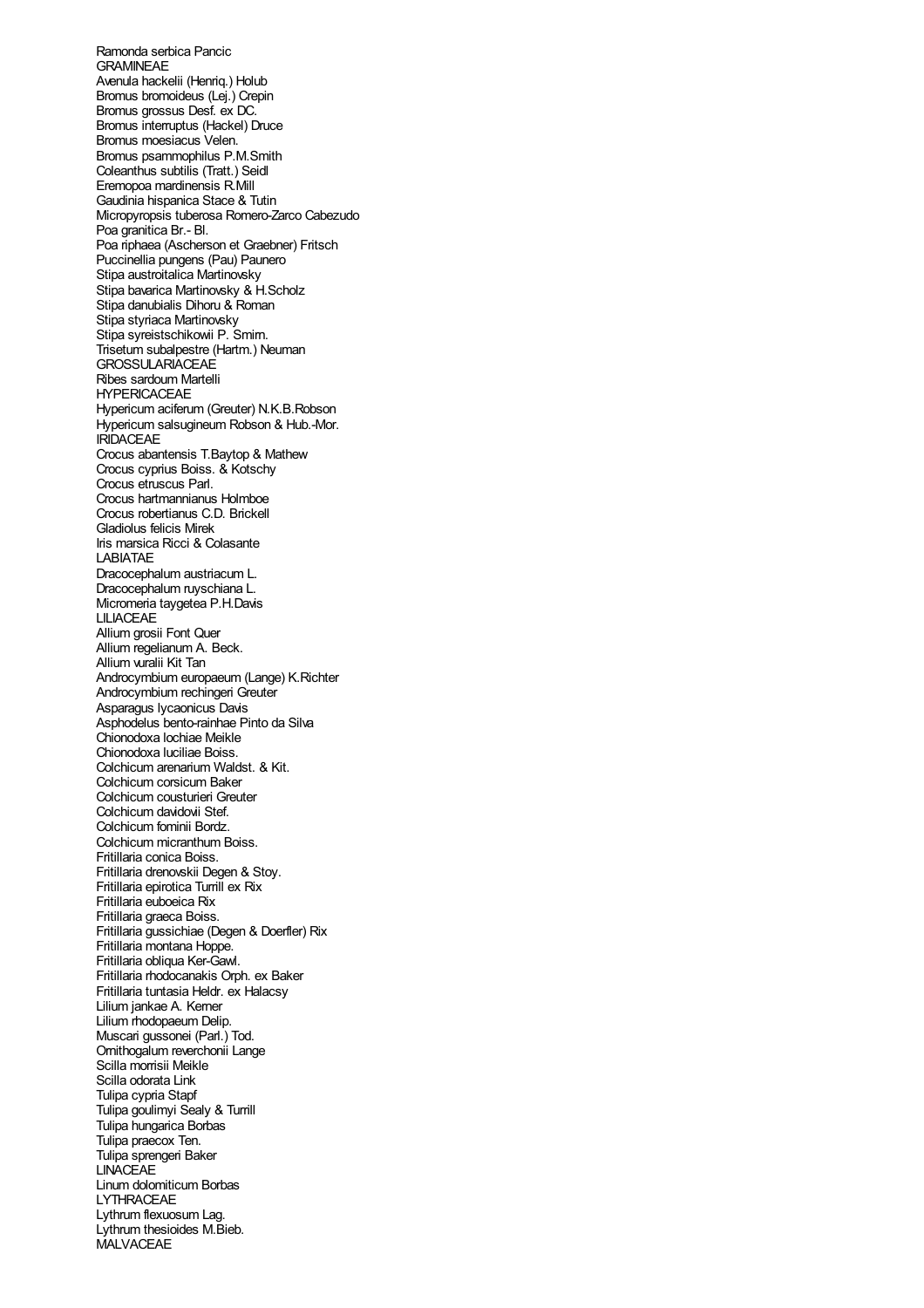Ramonda serbica Pancic
GRAMINEAE
Avenula hackelii (Henriq.) Holub
Bromus bromoideus (Lej.) Crepin
Bromus grossus Desf. ex DC.
Bromus interruptus (Hackel) Druce
Bromus moesiacus Velen.
Bromus psammophilus P.M.Smith
Coleanthus subtilis (Tratt.) Seidl
Eremopoa mardinensis R.Mill
Gaudinia hispanica Stace & Tutin
Micropyropsis tuberosa Romero-Zarco Cabezudo
Poa granitica Br.- Bl.
Poa riphaea (Ascherson et Graebner) Fritsch
Puccinellia pungens (Pau) Paunero
Stipa austroitalica Martinovsky
Stipa bavarica Martinovsky & H.Scholz
Stipa danubialis Dihoru & Roman
Stipa styriaca Martinovsky
Stipa syreistschikowii P. Smirn.
Trisetum subalpestre (Hartm.) Neuman
GROSSULARIACEAE
Ribes sardoum Martelli
HYPERICACEAE
Hypericum aciferum (Greuter) N.K.B.Robson
Hypericum salsugineum Robson & Hub.-Mor.
IRIDACEAE
Crocus abantensis T.Baytop & Mathew
Crocus cyprius Boiss. & Kotschy
Crocus etruscus Parl.
Crocus hartmannianus Holmboe
Crocus robertianus C.D. Brickell
Gladiolus felicis Mirek
Iris marsica Ricci & Colasante
LABIATAE
Dracocephalum austriacum L.
Dracocephalum ruyschiana L.
Micromeria taygetea P.H.Davis
LILIACEAE
Allium grosii Font Quer
Allium regelianum A. Beck.
Allium vuralii Kit Tan
Androcymbium europaeum (Lange) K.Richter
Androcymbium rechingeri Greuter
Asparagus lycaonicus Davis
Asphodelus bento-rainhae Pinto da Silva
Chionodoxa lochiae Meikle
Chionodoxa luciliae Boiss.
Colchicum arenarium Waldst. & Kit.
Colchicum corsicum Baker
Colchicum cousturieri Greuter
Colchicum davidovii Stef.
Colchicum fominii Bordz.
Colchicum micranthum Boiss.
Fritillaria conica Boiss.
Fritillaria drenovskii Degen & Stoy.
Fritillaria epirotica Turrill ex Rix
Fritillaria euboeica Rix
Fritillaria graeca Boiss.
Fritillaria gussichiae (Degen & Doerfler) Rix
Fritillaria montana Hoppe.
Fritillaria obliqua Ker-Gawl.
Fritillaria rhodocanakis Orph. ex Baker
Fritillaria tuntasia Heldr. ex Halacsy
Lilium jankae A. Kerner
Lilium rhodopaeum Delip.
Muscari gussonei (Parl.) Tod.
Ornithogalum reverchonii Lange
Scilla morrisii Meikle
Scilla odorata Link
Tulipa cypria Stapf
Tulipa goulimyi Sealy & Turrill
Tulipa hungarica Borbas
Tulipa praecox Ten.
Tulipa sprengeri Baker
LINACEAE
Linum dolomiticum Borbas
LYTHRACEAE
Lythrum flexuosum Lag.
Lythrum thesioides M.Bieb.
MALVACEAE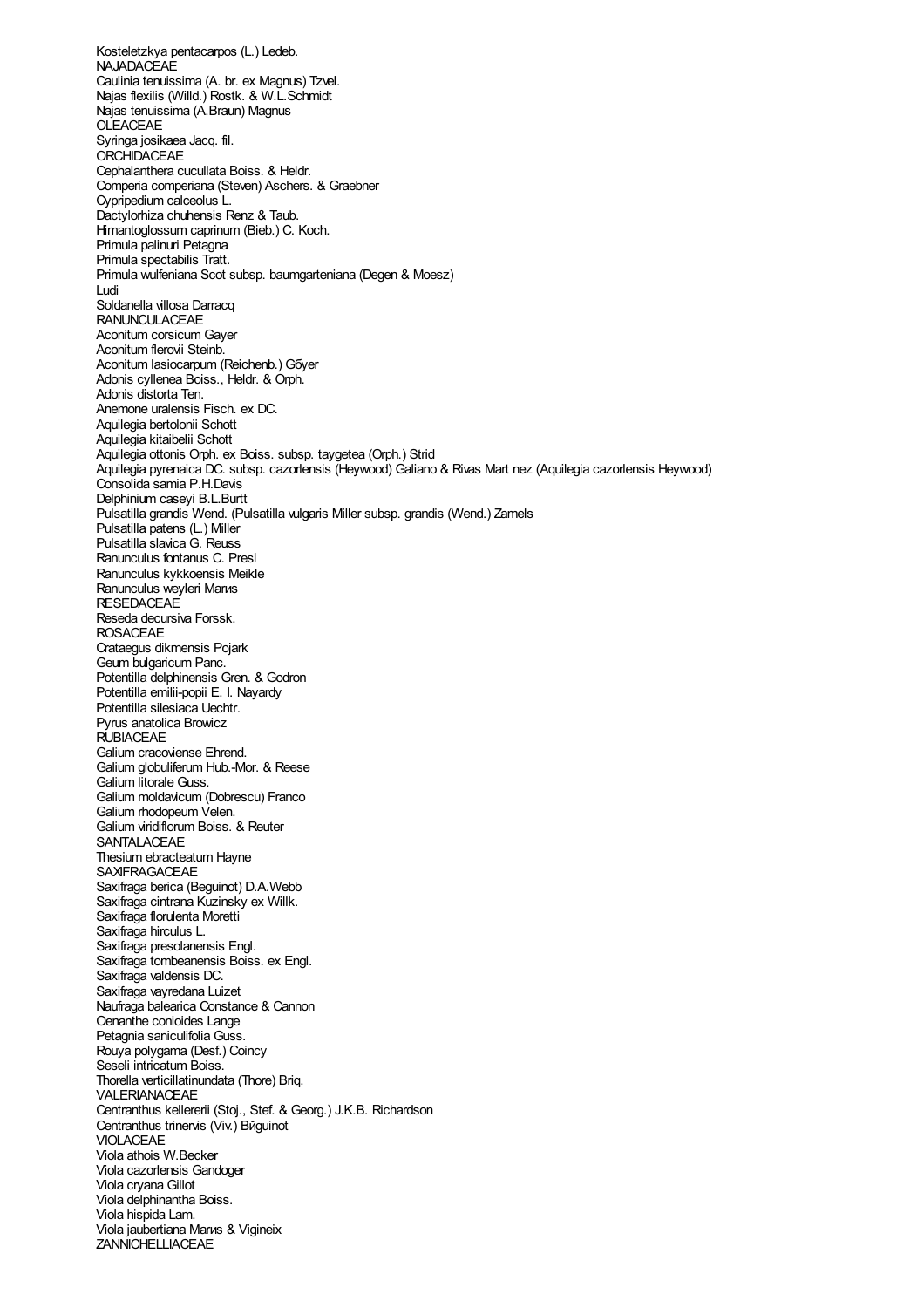Kosteletzkya pentacarpos (L.) Ledeb.
NAJADACEAE
Caulinia tenuissima (A. br. ex Magnus) Tzvel.
Najas flexilis (Willd.) Rostk. & W.L.Schmidt
Najas tenuissima (A.Braun) Magnus
OLEACEAE
Syringa josikaea Jacq. fil.
ORCHIDACEAE
Cephalanthera cucullata Boiss. & Heldr.
Comperia comperiana (Steven) Aschers. & Graebner
Cypripedium calceolus L.
Dactylorhiza chuhensis Renz & Taub.
Himantoglossum caprinum (Bieb.) C. Koch.
Primula palinuri Petagna
Primula spectabilis Tratt.
Primula wulfeniana Scot subsp. baumgarteniana (Degen & Moesz)
Ludi
Soldanella villosa Darracq
RANUNCULACEAE
Aconitum corsicum Gayer
Aconitum flerovii Steinb.
Aconitum lasiocarpum (Reichenb.) Gбyer
Adonis cyllenea Boiss., Heldr. & Orph.
Adonis distorta Ten.
Anemone uralensis Fisch. ex DC.
Aquilegia bertolonii Schott
Aquilegia kitaibelii Schott
Aquilegia ottonis Orph. ex Boiss. subsp. taygetea (Orph.) Strid
Aquilegia pyrenaica DC. subsp. cazorlensis (Heywood) Galiano & Rivas Mart nez (Aquilegia cazorlensis Heywood)
Consolida samia P.H.Davis
Delphinium caseyi B.L.Burtt
Pulsatilla grandis Wend. (Pulsatilla vulgaris Miller subsp. grandis (Wend.) Zamels
Pulsatilla patens (L.) Miller
Pulsatilla slavica G. Reuss
Ranunculus fontanus C. Presl
Ranunculus kykkoensis Meikle
Ranunculus weyleri Mapиs
RESEDACEAE
Reseda decursiva Forssk.
ROSACEAE
Crataegus dikmensis Pojark
Geum bulgaricum Panc.
Potentilla delphinensis Gren. & Godron
Potentilla emilii-popii E. I. Nayardy
Potentilla silesiaca Uechtr.
Pyrus anatolica Browicz
RUBIACEAE
Galium cracoviense Ehrend.
Galium globuliferum Hub.-Mor. & Reese
Galium litorale Guss.
Galium moldavicum (Dobrescu) Franco
Galium rhodopeum Velen.
Galium viridiflorum Boiss. & Reuter
SANTALACEAE
Thesium ebracteatum Hayne
SAXIFRAGACEAE
Saxifraga berica (Beguinot) D.A.Webb
Saxifraga cintrana Kuzinsky ex Willk.
Saxifraga florulenta Moretti
Saxifraga hirculus L.
Saxifraga presolanensis Engl.
Saxifraga tombeanensis Boiss. ex Engl.
Saxifraga valdensis DC.
Saxifraga vayredana Luizet
Naufraga balearica Constance & Cannon
Oenanthe conioides Lange
Petagnia saniculifolia Guss.
Rouya polygama (Desf.) Coincy
Seseli intricatum Boiss.
Thorella verticillatinundata (Thore) Briq.
VALERIANACEAE
Centranthus kellererii (Stoj., Stef. & Georg.) J.K.B. Richardson
Centranthus trinervis (Viv.) Вйguinot
VIOLACEAE
Viola athois W.Becker
Viola cazorlensis Gandoger
Viola cryana Gillot
Viola delphinantha Boiss.
Viola hispida Lam.
Viola jaubertiana Mapиs & Vigineix
ZANNICHELLIACEAE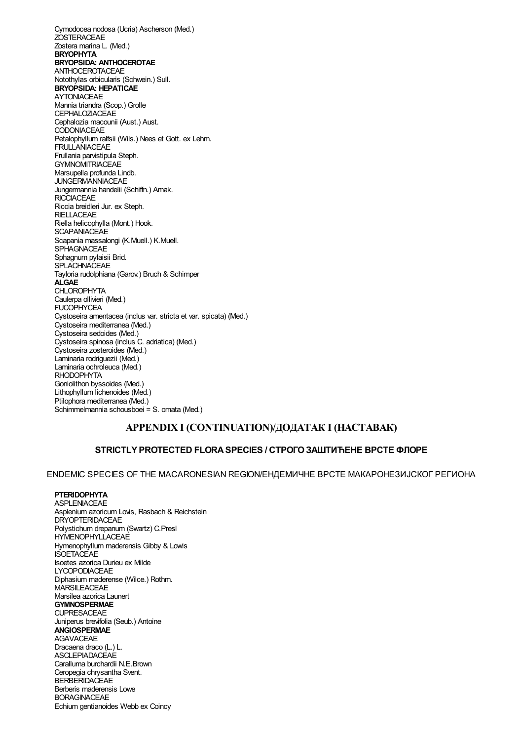Cymodocea nodosa (Ucria) Ascherson (Med.)
ZOSTERACEAE
Zostera marina L. (Med.)
**BRYOPHYTA**
**BRYOPSIDA: ANTHOCEROTAE**
ANTHOCEROTACEAE
Notothylas orbicularis (Schwein.) Sull.
**BRYOPSIDA: HEPATICAE**
AYTONIACEAE
Mannia triandra (Scop.) Grolle
CEPHALOZIACEAE
Cephalozia macounii (Aust.) Aust.
CODONIACEAE
Petalophyllum ralfsii (Wils.) Nees et Gott. ex Lehm.
FRULLANIACEAE
Frullania parvistipula Steph.
GYMNOMITRIACEAE
Marsupella profunda Lindb.
JUNGERMANNIACEAE
Jungermannia handelii (Schiffn.) Amak.
RICCIACEAE
Riccia breidleri Jur. ex Steph.
RIELLACEAE
Riella helicophylla (Mont.) Hook.
SCAPANIACEAE
Scapania massalongi (K.Muell.) K.Muell.
SPHAGNACEAE
Sphagnum pylaisii Brid.
SPLACHNACEAE
Tayloria rudolphiana (Garov.) Bruch & Schimper
**ALGAE**
CHLOROPHYTA
Caulerpa ollivieri (Med.)
FUCOPHYCEA
Cystoseira amentacea (inclus var. stricta et var. spicata) (Med.)
Cystoseira mediterranea (Med.)
Cystoseira sedoides (Med.)
Cystoseira spinosa (inclus C. adriatica) (Med.)
Cystoseira zosteroides (Med.)
Laminaria rodriguezii (Med.)
Laminaria ochroleuca (Med.)
RHODOPHYTA
Goniolithon byssoides (Med.)
Lithophyllum lichenoides (Med.)
Ptilophora mediterranea (Med.)
Schimmelmannia schousboei = S. ornata (Med.)

## APPENDIX I (CONTINUATION)/ДОДАТАК I (НАСТАВАК)

### STRICTLY PROTECTED FLORA SPECIES / СТРОГО ЗАШТИЋЕНЕ ВРСТЕ ФЛОРЕ

ENDEMIC SPECIES OF THE MACARONESIAN REGION/ЕНДЕМИЧНЕ ВРСТЕ МАКАРОНЕЗИЈСКОГ РЕГИОНА

**PTERIDOPHYTA**
ASPLENIACEAE
Asplenium azoricum Lovis, Rasbach & Reichstein
DRYOPTERIDACEAE
Polystichum drepanum (Swartz) C.Presl
HYMENOPHYLLACEAE
Hymenophyllum maderensis Gibby & Lowis
ISOETACEAE
Isoetes azorica Durieu ex Milde
LYCOPODIACEAE
Diphasium maderense (Wilce.) Rothm.
MARSILEACEAE
Marsilea azorica Launert
**GYMNOSPERMAE**
CUPRESACEAE
Juniperus brevifolia (Seub.) Antoine
**ANGIOSPERMAE**
AGAVACEAE
Dracaena draco (L.) L.
ASCLEPIADACEAE
Caralluma burchardii N.E.Brown
Ceropegia chrysantha Svent.
BERBERIDACEAE
Berberis maderensis Lowe
BORAGINACEAE
Echium gentianoides Webb ex Coincy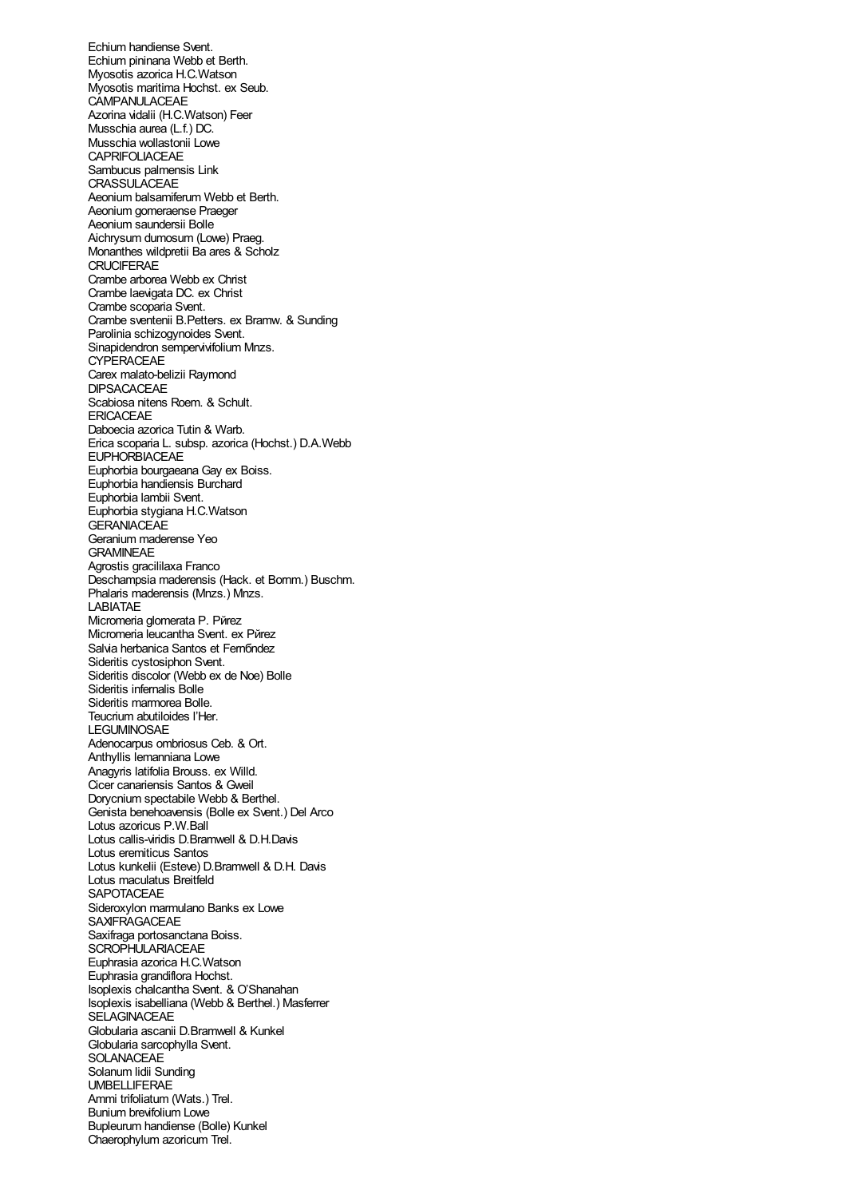Echium handiense Svent.
Echium pininana Webb et Berth.
Myosotis azorica H.C.Watson
Myosotis maritima Hochst. ex Seub.
CAMPANULACEAE
Azorina vidalii (H.C.Watson) Feer
Musschia aurea (L.f.) DC.
Musschia wollastonii Lowe
CAPRIFOLIACEAE
Sambucus palmensis Link
CRASSULACEAE
Aeonium balsamiferum Webb et Berth.
Aeonium gomeraense Praeger
Aeonium saundersii Bolle
Aichrysum dumosum (Lowe) Praeg.
Monanthes wildpretii Ba ares & Scholz
CRUCIFERAE
Crambe arborea Webb ex Christ
Crambe laevigata DC. ex Christ
Crambe scoparia Svent.
Crambe sventenii B.Petters. ex Bramw. & Sunding
Parolinia schizogynoides Svent.
Sinapidendron sempervivifolium Mnzs.
CYPERACEAE
Carex malato-belizii Raymond
DIPSACACEAE
Scabiosa nitens Roem. & Schult.
ERICACEAE
Daboecia azorica Tutin & Warb.
Erica scoparia L. subsp. azorica (Hochst.) D.A.Webb
EUPHORBIACEAE
Euphorbia bourgaeana Gay ex Boiss.
Euphorbia handiensis Burchard
Euphorbia lambii Svent.
Euphorbia stygiana H.C.Watson
GERANIACEAE
Geranium maderense Yeo
GRAMINEAE
Agrostis gracililaxa Franco
Deschampsia maderensis (Hack. et Bornm.) Buschm.
Phalaris maderensis (Mnzs.) Mnzs.
LABIATAE
Micromeria glomerata P. Pйrez
Micromeria leucantha Svent. ex Pйrez
Salvia herbanica Santos et Fernбndez
Sideritis cystosiphon Svent.
Sideritis discolor (Webb ex de Noe) Bolle
Sideritis infernalis Bolle
Sideritis marmorea Bolle.
Teucrium abutiloides l'Her.
LEGUMINOSAE
Adenocarpus ombriosus Ceb. & Ort.
Anthyllis lemanniana Lowe
Anagyris latifolia Brouss. ex Willd.
Cicer canariensis Santos & Gweil
Dorycnium spectabile Webb & Berthel.
Genista benehoavensis (Bolle ex Svent.) Del Arco
Lotus azoricus P.W.Ball
Lotus callis-viridis D.Bramwell & D.H.Davis
Lotus eremiticus Santos
Lotus kunkelii (Esteve) D.Bramwell & D.H. Davis
Lotus maculatus Breitfeld
SAPOTACEAE
Sideroxylon marmulano Banks ex Lowe
SAXIFRAGACEAE
Saxifraga portosanctana Boiss.
SCROPHULARIACEAE
Euphrasia azorica H.C.Watson
Euphrasia grandiflora Hochst.
Isoplexis chalcantha Svent. & O'Shanahan
Isoplexis isabelliana (Webb & Berthel.) Masferrer
SELAGINACEAE
Globularia ascanii D.Bramwell & Kunkel
Globularia sarcophylla Svent.
SOLANACEAE
Solanum lidii Sunding
UMBELLIFERAE
Ammi trifoliatum (Wats.) Trel.
Bunium brevifolium Lowe
Bupleurum handiense (Bolle) Kunkel
Chaerophylum azoricum Trel.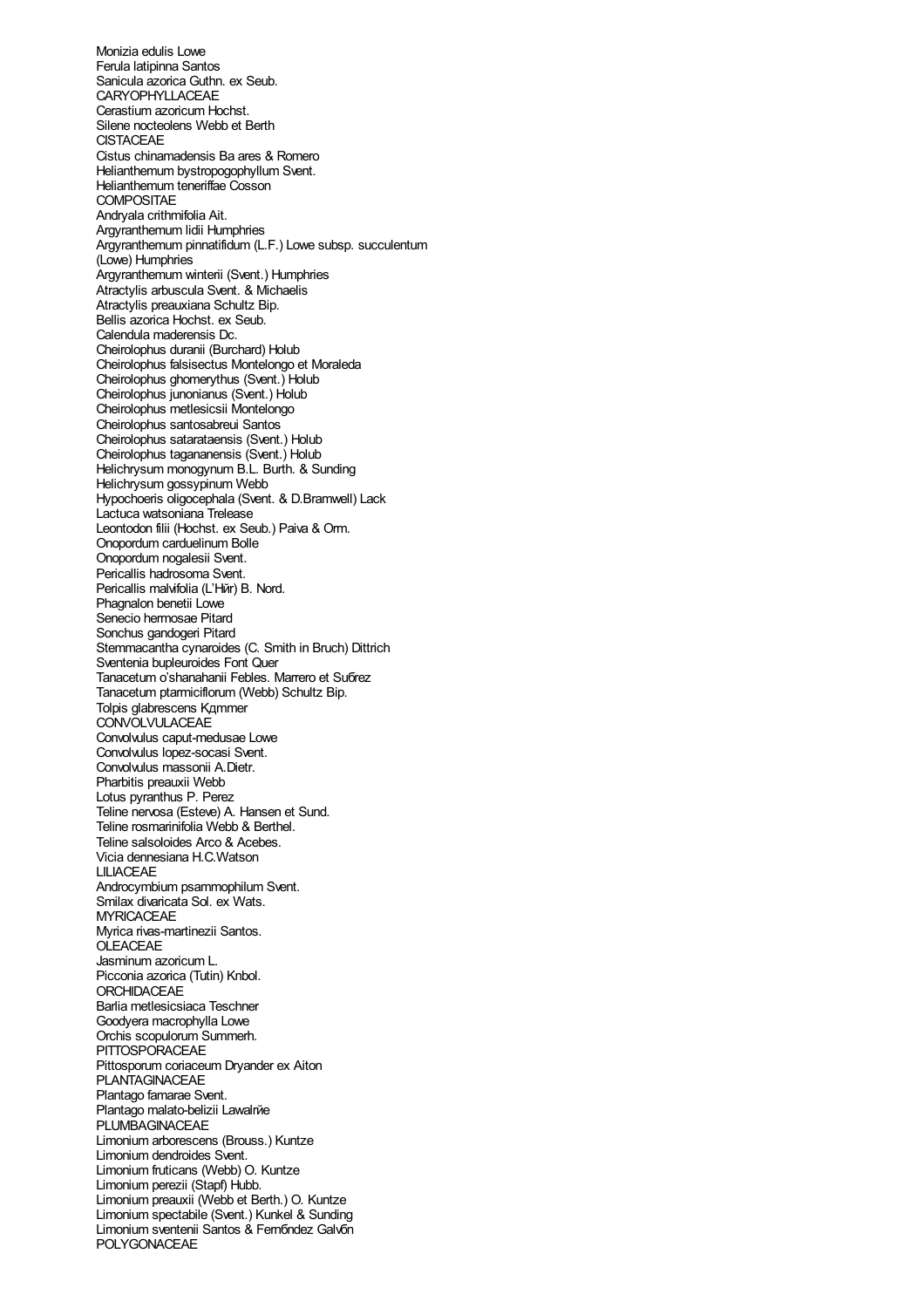Monizia edulis Lowe
Ferula latipinna Santos
Sanicula azorica Guthn. ex Seub.
CARYOPHYLLACEAE
Cerastium azoricum Hochst.
Silene nocteolens Webb et Berth
CISTACEAE
Cistus chinamadensis Ba ares & Romero
Helianthemum bystropogophyllum Svent.
Helianthemum teneriffae Cosson
COMPOSITAE
Andryala crithmifolia Ait.
Argyranthemum lidii Humphries
Argyranthemum pinnatifidum (L.F.) Lowe subsp. succulentum (Lowe) Humphries
Argyranthemum winterii (Svent.) Humphries
Atractylis arbuscula Svent. & Michaelis
Atractylis preauxiana Schultz Bip.
Bellis azorica Hochst. ex Seub.
Calendula maderensis Dc.
Cheirolophus duranii (Burchard) Holub
Cheirolophus falsisectus Montelongo et Moraleda
Cheirolophus ghomerythus (Svent.) Holub
Cheirolophus junonianus (Svent.) Holub
Cheirolophus metlesicsii Montelongo
Cheirolophus santosabreui Santos
Cheirolophus satarataensis (Svent.) Holub
Cheirolophus tagananensis (Svent.) Holub
Helichrysum monogynum B.L. Burth. & Sunding
Helichrysum gossypinum Webb
Hypochoeris oligocephala (Svent. & D.Bramwell) Lack
Lactuca watsoniana Trelease
Leontodon filii (Hochst. ex Seub.) Paiva & Orm.
Onopordum carduelinum Bolle
Onopordum nogalesii Svent.
Pericallis hadrosoma Svent.
Pericallis malvifolia (L'Hйr) B. Nord.
Phagnalon benetii Lowe
Senecio hermosae Pitard
Sonchus gandogeri Pitard
Stemmacantha cynaroides (C. Smith in Bruch) Dittrich
Sventenia bupleuroides Font Quer
Tanacetum o'shanahanii Febles. Marrero et Suбrez
Tanacetum ptarmiciflorum (Webb) Schultz Bip.
Tolpis glabrescens Kдmmer
CONVOLVULACEAE
Convolvulus caput-medusae Lowe
Convolvulus lopez-socasi Svent.
Convolvulus massonii A.Dietr.
Pharbitis preauxii Webb
Lotus pyranthus P. Perez
Teline nervosa (Esteve) A. Hansen et Sund.
Teline rosmarinifolia Webb & Berthel.
Teline salsoloides Arco & Acebes.
Vicia dennesiana H.C.Watson
LILIACEAE
Androcymbium psammophilum Svent.
Smilax divaricata Sol. ex Wats.
MYRICACEAE
Myrica rivas-martinezii Santos.
OLEACEAE
Jasminum azoricum L.
Picconia azorica (Tutin) Knbol.
ORCHIDACEAE
Barlia metlesicsiaca Teschner
Goodyera macrophylla Lowe
Orchis scopulorum Summerh.
PITTOSPORACEAE
Pittosporum coriaceum Dryander ex Aiton
PLANTAGINACEAE
Plantago famarae Svent.
Plantago malato-belizii Lawalrйe
PLUMBAGINACEAE
Limonium arborescens (Brouss.) Kuntze
Limonium dendroides Svent.
Limonium fruticans (Webb) O. Kuntze
Limonium perezii (Stapf) Hubb.
Limonium preauxii (Webb et Berth.) O. Kuntze
Limonium spectabile (Svent.) Kunkel & Sunding
Limonium sventenii Santos & Fernбndez Galvбn
POLYGONACEAE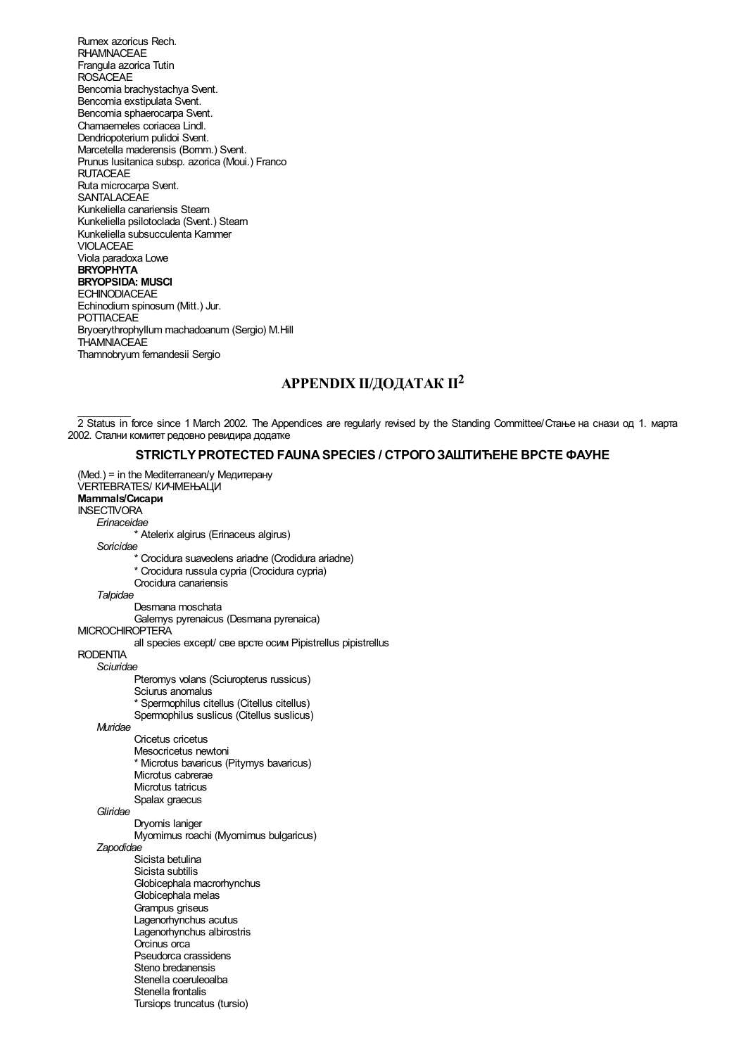Rumex azoricus Rech.
RHAMNACEAE
Frangula azorica Tutin
ROSACEAE
Bencomia brachystachya Svent.
Bencomia exstipulata Svent.
Bencomia sphaerocarpa Svent.
Chamaemeles coriacea Lindl.
Dendriopoterium pulidoi Svent.
Marcetella maderensis (Bornm.) Svent.
Prunus lusitanica subsp. azorica (Moui.) Franco
RUTACEAE
Ruta microcarpa Svent.
SANTALACEAE
Kunkeliella canariensis Stearn
Kunkeliella psilotoclada (Svent.) Stearn
Kunkeliella subsucculenta Kammer
VIOLACEAE
Viola paradoxa Lowe
**BRYOPHYTA**
**BRYOPSIDA: MUSCI**
ECHINODIACEAE
Echinodium spinosum (Mitt.) Jur.
POTTIACEAE
Bryoerythrophyllum machadoanum (Sergio) M.Hill
THAMNIACEAE
Thamnobryum fernandesii Sergio

# APPENDIX II/ДОДАТАК II[2]

2 Status in force since 1 March 2002. The Appendices are regularly revised by the Standing Committee/Стање на снази од 1. марта 2002. Стални комитет редовно ревидира додатке

## STRICTLY PROTECTED FAUNA SPECIES / СТРОГО ЗАШТИЋЕНЕ ВРСТЕ ФАУНЕ

(Med.) = in the Mediterranean/у Медитерану
VERTEBRATES/ КИЧМЕЊАЦИ
**Mammals/Сисари**
INSECTIVORA
*Erinaceidae*
* Atelerix algirus (Erinaceus algirus)
*Soricidae*
* Crocidura suaveolens ariadne (Crodidura ariadne)
* Crocidura russula cypria (Crocidura cypria)
Crocidura canariensis
*Talpidae*
Desmana moschata
Galemys pyrenaicus (Desmana pyrenaica)
MICROCHIROPTERA
all species except/ све врсте осим Pipistrellus pipistrellus
RODENTIA
*Sciuridae*
Pteromys volans (Sciuropterus russicus)
Sciurus anomalus
* Spermophilus citellus (Citellus citellus)
Spermophilus suslicus (Citellus suslicus)
*Muridae*
Cricetus cricetus
Mesocricetus newtoni
* Microtus bavaricus (Pitymys bavaricus)
Microtus cabrerae
Microtus tatricus
Spalax graecus
*Gliridae*
Dryomis laniger
Myomimus roachi (Myomimus bulgaricus)
*Zapodidae*
Sicista betulina
Sicista subtilis
Globicephala macrorhynchus
Globicephala melas
Grampus griseus
Lagenorhynchus acutus
Lagenorhynchus albirostris
Orcinus orca
Pseudorca crassidens
Steno bredanensis
Stenella coeruleoalba
Stenella frontalis
Tursiops truncatus (tursio)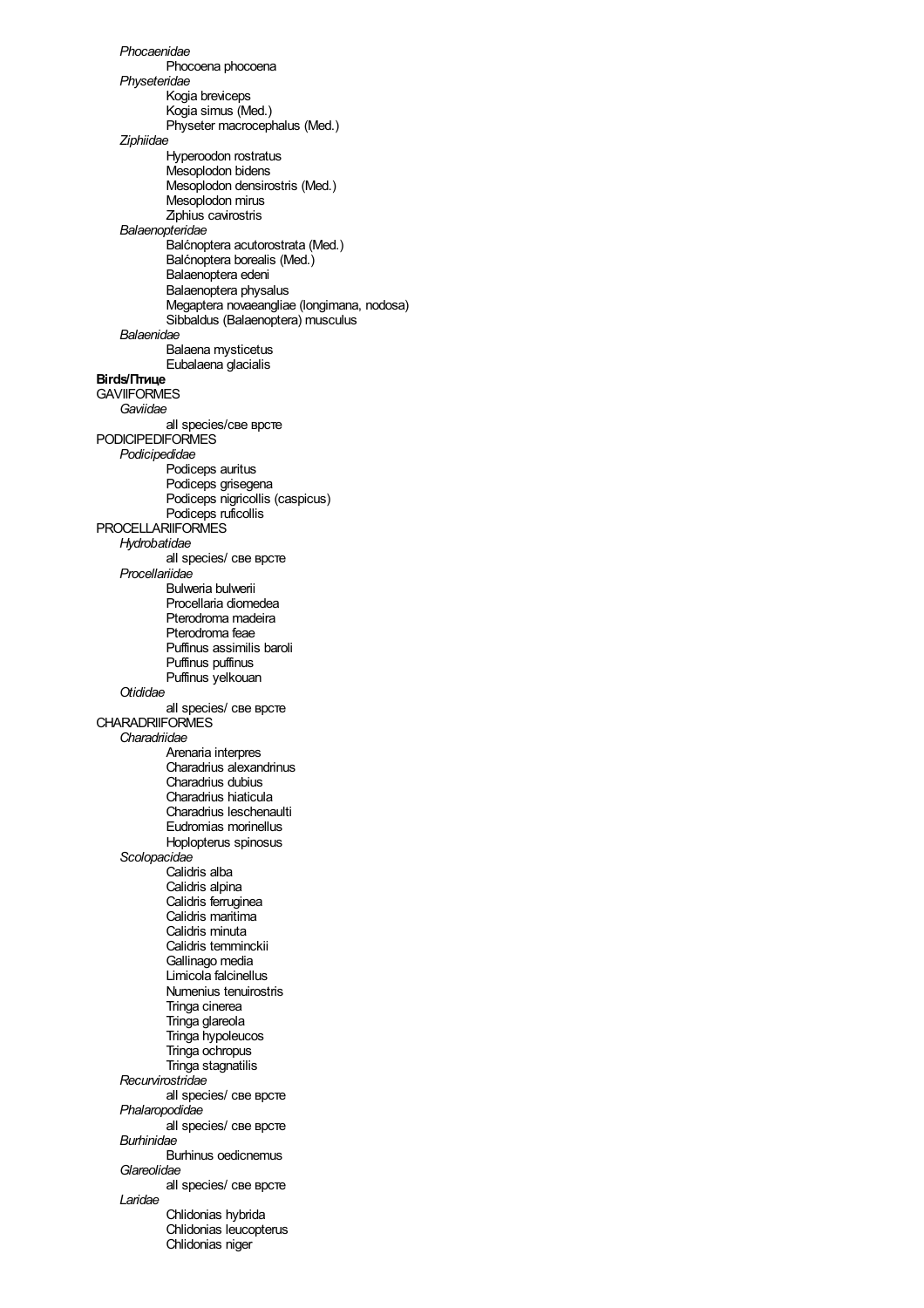*Phocaenidae*

Phocoena phocoena

*Physeteridae*

Kogia breviceps

Kogia simus (Med.)

Physeter macrocephalus (Med.)

*Ziphiidae*

Hyperoodon rostratus

Mesoplodon bidens

Mesoplodon densirostris (Med.)

Mesoplodon mirus

Ziphius cavirostris

*Balaenopteridae*

Balćnoptera acutorostrata (Med.)

Balćnoptera borealis (Med.)

Balaenoptera edeni

Balaenoptera physalus

Megaptera novaeangliae (longimana, nodosa)

Sibbaldus (Balaenoptera) musculus

*Balaenidae*

Balaena mysticetus

Eubalaena glacialis

**Birds/Птице**

GAVIIFORMES

*Gaviidae*

all species/све врсте

PODICIPEDIFORMES

*Podicipedidae*

Podiceps auritus

Podiceps grisegena

Podiceps nigricollis (caspicus)

Podiceps ruficollis

PROCELLARIIFORMES

*Hydrobatidae*

all species/ све врсте

*Procellariidae*

Bulweria bulwerii

Procellaria diomedea

Pterodroma madeira

Pterodroma feae

Puffinus assimilis baroli

Puffinus puffinus

Puffinus yelkouan

*Otididae*

all species/ све врсте

CHARADRIIFORMES

*Charadriidae*

Arenaria interpres

Charadrius alexandrinus

Charadrius dubius

Charadrius hiaticula

Charadrius leschenaulti

Eudromias morinellus

Hoplopterus spinosus

*Scolopacidae*

Calidris alba

Calidris alpina

Calidris ferruginea

Calidris maritima

Calidris minuta

Calidris temminckii

Gallinago media

Limicola falcinellus

Numenius tenuirostris

Tringa cinerea

Tringa glareola

Tringa hypoleucos

Tringa ochropus

Tringa stagnatilis

*Recurvirostridae*

all species/ све врсте

*Phalaropodidae*

all species/ све врсте

*Burhinidae*

Burhinus oedicnemus

*Glareolidae*

all species/ све врсте

*Laridae*

Chlidonias hybrida

Chlidonias leucopterus

Chlidonias niger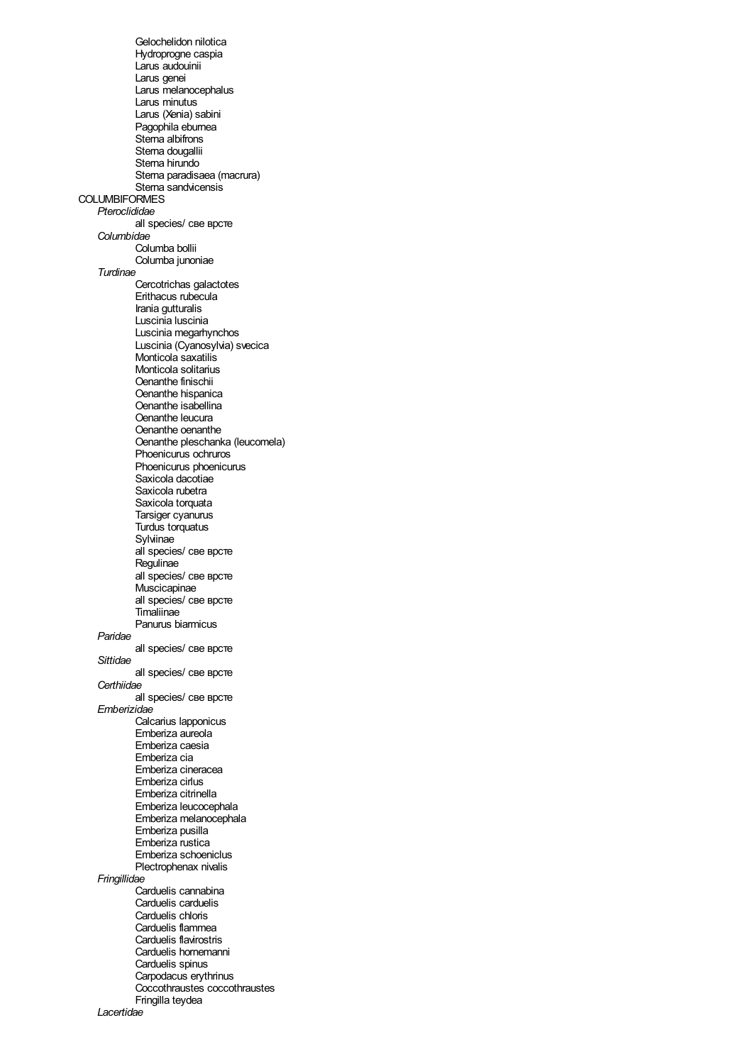Gelochelidon nilotica
Hydroprogne caspia
Larus audouinii
Larus genei
Larus melanocephalus
Larus minutus
Larus (Xenia) sabini
Pagophila eburnea
Sterna albifrons
Sterna dougallii
Sterna hirundo
Sterna paradisaea (macrura)
Sterna sandvicensis

COLUMBIFORMES

*Pteroclididae*

all species/ све врсте

*Columbidae*

Columba bollii
Columba junoniae

*Turdinae*

Cercotrichas galactotes
Erithacus rubecula
Irania gutturalis
Luscinia luscinia
Luscinia megarhynchos
Luscinia (Cyanosylvia) svecica
Monticola saxatilis
Monticola solitarius
Oenanthe finischii
Oenanthe hispanica
Oenanthe isabellina
Oenanthe leucura
Oenanthe oenanthe
Oenanthe pleschanka (leucomela)
Phoenicurus ochruros
Phoenicurus phoenicurus
Saxicola dacotiae
Saxicola rubetra
Saxicola torquata
Tarsiger cyanurus
Turdus torquatus
Sylviinae
all species/ све врсте
Regulinae
all species/ све врсте
Muscicapinae
all species/ све врсте
Timaliinae
Panurus biarmicus

*Paridae*

all species/ све врсте

*Sittidae*

all species/ све врсте

*Certhiidae*

all species/ све врсте

*Emberizidae*

Calcarius lapponicus
Emberiza aureola
Emberiza caesia
Emberiza cia
Emberiza cineracea
Emberiza cirlus
Emberiza citrinella
Emberiza leucocephala
Emberiza melanocephala
Emberiza pusilla
Emberiza rustica
Emberiza schoeniclus
Plectrophenax nivalis

*Fringillidae*

Carduelis cannabina
Carduelis carduelis
Carduelis chloris
Carduelis flammea
Carduelis flavirostris
Carduelis hornemanni
Carduelis spinus
Carpodacus erythrinus
Coccothraustes coccothraustes
Fringilla teydea

*Lacertidae*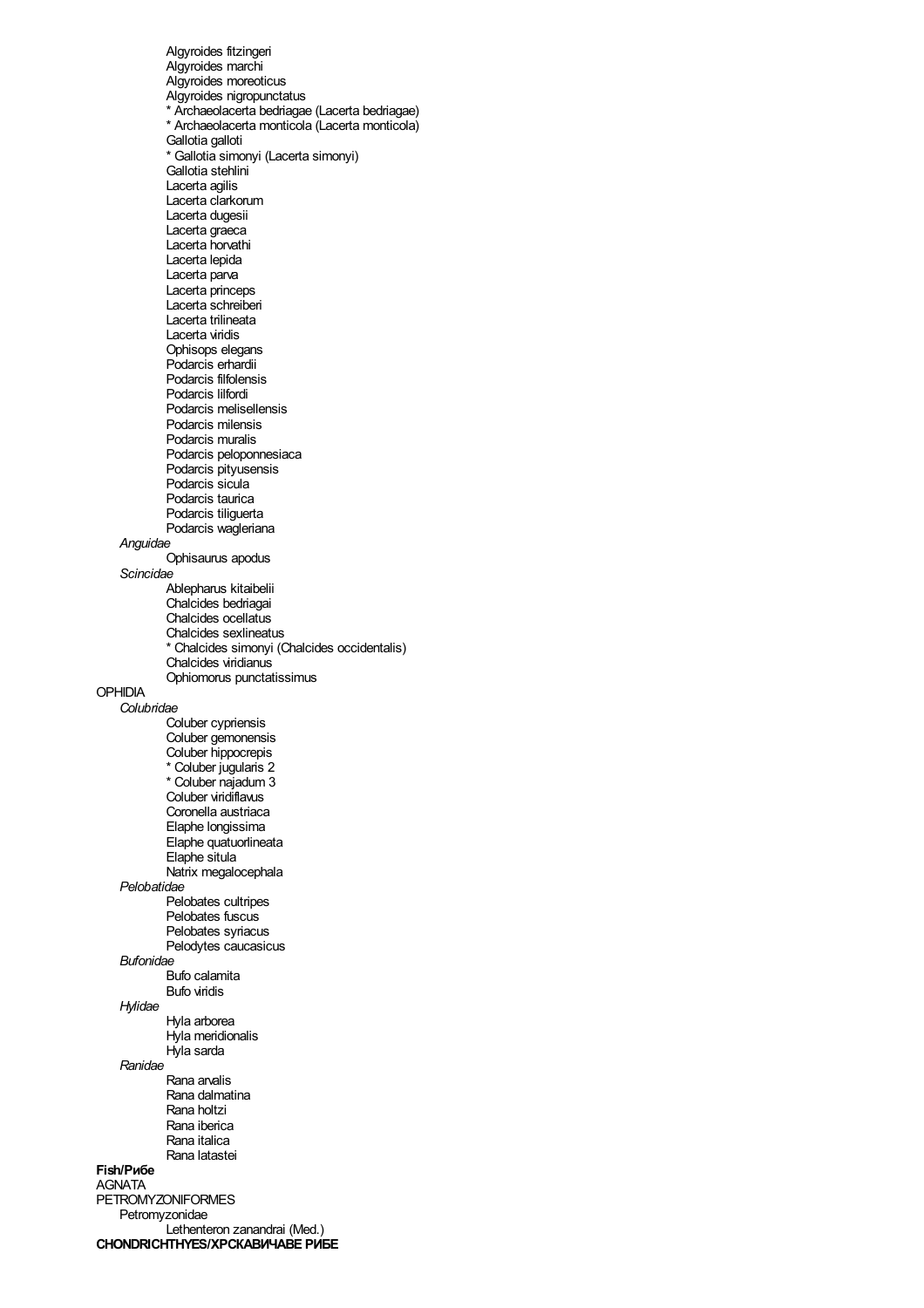Algyroides fitzingeri
Algyroides marchi
Algyroides moreoticus
Algyroides nigropunctatus
* Archaeolacerta bedriagae (Lacerta bedriagae)
* Archaeolacerta monticola (Lacerta monticola)
Gallotia galloti
* Gallotia simonyi (Lacerta simonyi)
Gallotia stehlini
Lacerta agilis
Lacerta clarkorum
Lacerta dugesii
Lacerta graeca
Lacerta horvathi
Lacerta lepida
Lacerta parva
Lacerta princeps
Lacerta schreiberi
Lacerta trilineata
Lacerta viridis
Ophisops elegans
Podarcis erhardii
Podarcis filfolensis
Podarcis lilfordi
Podarcis melisellensis
Podarcis milensis
Podarcis muralis
Podarcis peloponnesiaca
Podarcis pityusensis
Podarcis sicula
Podarcis taurica
Podarcis tiliguerta
Podarcis wagleriana

*Anguidae*

Ophisaurus apodus

*Scincidae*

Ablepharus kitaibelii
Chalcides bedriagai
Chalcides ocellatus
Chalcides sexlineatus
* Chalcides simonyi (Chalcides occidentalis)
Chalcides viridianus
Ophiomorus punctatissimus

OPHIDIA

*Colubridae*

Coluber cypriensis
Coluber gemonensis
Coluber hippocrepis
* Coluber jugularis 2
* Coluber najadum 3
Coluber viridiflavus
Coronella austriaca
Elaphe longissima
Elaphe quatuorlineata
Elaphe situla
Natrix megalocephala

*Pelobatidae*

Pelobates cultripes
Pelobates fuscus
Pelobates syriacus
Pelodytes caucasicus

*Bufonidae*

Bufo calamita
Bufo viridis

*Hylidae*

Hyla arborea
Hyla meridionalis
Hyla sarda

*Ranidae*

Rana arvalis
Rana dalmatina
Rana holtzi
Rana iberica
Rana italica
Rana latastei

**Fish/Рибе**

AGNATA

PETROMYZONIFORMES

Petromyzonidae

Lethenteron zanandrai (Med.)

**CHONDRICHTHYES/ХРСКАВИЧАВЕ РИБЕ**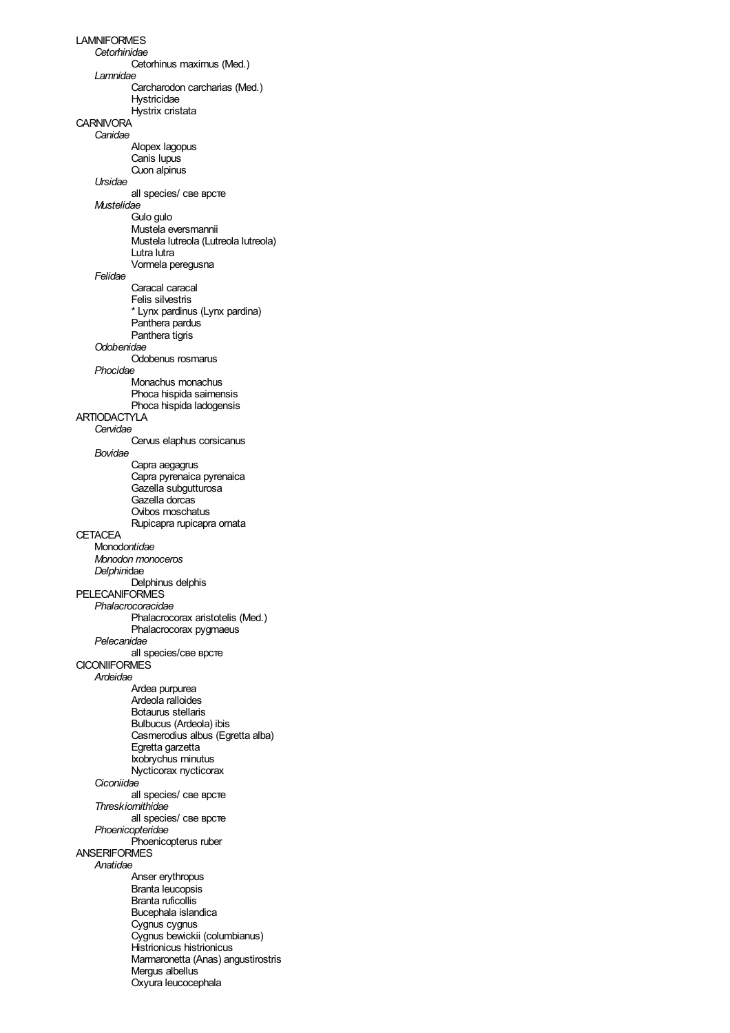LAMNIFORMES

*Cetorhinidae*

Cetorhinus maximus (Med.)

*Lamnidae*

Carcharodon carcharias (Med.)

Hystricidae

Hystrix cristata

CARNIVORA

*Canidae*

Alopex lagopus

Canis lupus

Cuon alpinus

*Ursidae*

all species/ све врсте

*Mustelidae*

Gulo gulo

Mustela eversmannii

Mustela lutreola (Lutreola lutreola)

Lutra lutra

Vormela peregusna

*Felidae*

Caracal caracal

Felis silvestris

* Lynx pardinus (Lynx pardina)

Panthera pardus

Panthera tigris

*Odobenidae*

Odobenus rosmarus

*Phocidae*

Monachus monachus

Phoca hispida saimensis

Phoca hispida ladogensis

ARTIODACTYLA

*Cervidae*

Cervus elaphus corsicanus

*Bovidae*

Capra aegagrus

Capra pyrenaica pyrenaica

Gazella subgutturosa

Gazella dorcas

Ovibos moschatus

Rupicapra rupicapra ornata

CETACEA

Monodo*ntidae*

*Monodon monoceros*

*Delphin*idae

Delphinus delphis

PELECANIFORMES

*Phalacrocoracidae*

Phalacrocorax aristotelis (Med.)

Phalacrocorax pygmaeus

*Pelecanidae*

all species/све врсте

CICONIIFORMES

*Ardeidae*

Ardea purpurea

Ardeola ralloides

Botaurus stellaris

Bulbucus (Ardeola) ibis

Casmerodius albus (Egretta alba)

Egretta garzetta

Ixobrychus minutus

Nycticorax nycticorax

*Ciconiidae*

all species/ све врсте

*Threskiornithidae*

all species/ све врсте

*Phoenicopteridae*

Phoenicopterus ruber

ANSERIFORMES

*Anatidae*

Anser erythropus

Branta leucopsis

Branta ruficollis

Bucephala islandica

Cygnus cygnus

Cygnus bewickii (columbianus)

Histrionicus histrionicus

Marmaronetta (Anas) angustirostris

Mergus albellus

Oxyura leucocephala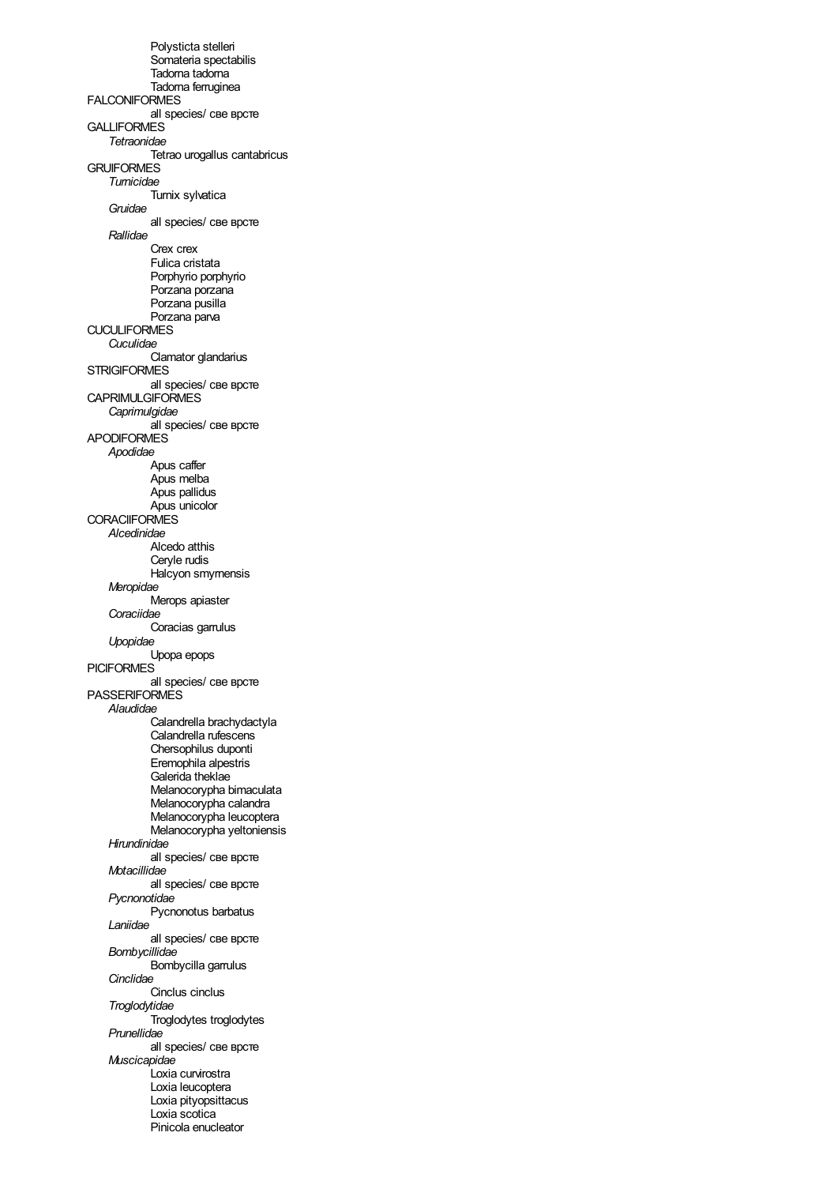Polysticta stelleri
Somateria spectabilis
Tadorna tadorna
Tadorna ferruginea

FALCONIFORMES
all species/ све врсте

GALLIFORMES
*Tetraonidae*
Tetrao urogallus cantabricus

GRUIFORMES
*Turnicidae*
Turnix sylvatica
*Gruidae*
all species/ све врсте
*Rallidae*
Crex crex
Fulica cristata
Porphyrio porphyrio
Porzana porzana
Porzana pusilla
Porzana parva

CUCULIFORMES
*Cuculidae*
Clamator glandarius

STRIGIFORMES
all species/ све врсте

CAPRIMULGIFORMES
*Caprimulgidae*
all species/ све врсте

APODIFORMES
*Apodidae*
Apus caffer
Apus melba
Apus pallidus
Apus unicolor

CORACIIFORMES
*Alcedinidae*
Alcedo atthis
Ceryle rudis
Halcyon smyrnensis
*Meropidae*
Merops apiaster
*Coraciidae*
Coracias garrulus
*Upopidae*
Upopa epops

PICIFORMES
all species/ све врсте

PASSERIFORMES
*Alaudidae*
Calandrella brachydactyla
Calandrella rufescens
Chersophilus duponti
Eremophila alpestris
Galerida theklae
Melanocorypha bimaculata
Melanocorypha calandra
Melanocorypha leucoptera
Melanocorypha yeltoniensis
*Hirundinidae*
all species/ све врсте
*Motacillidae*
all species/ све врсте
*Pycnonotidae*
Pycnonotus barbatus
*Laniidae*
all species/ све врсте
*Bombycillidae*
Bombycilla garrulus
*Cinclidae*
Cinclus cinclus
*Troglodytidae*
Troglodytes troglodytes
*Prunellidae*
all species/ све врсте
*Muscicapidae*
Loxia curvirostra
Loxia leucoptera
Loxia pityopsittacus
Loxia scotica
Pinicola enucleator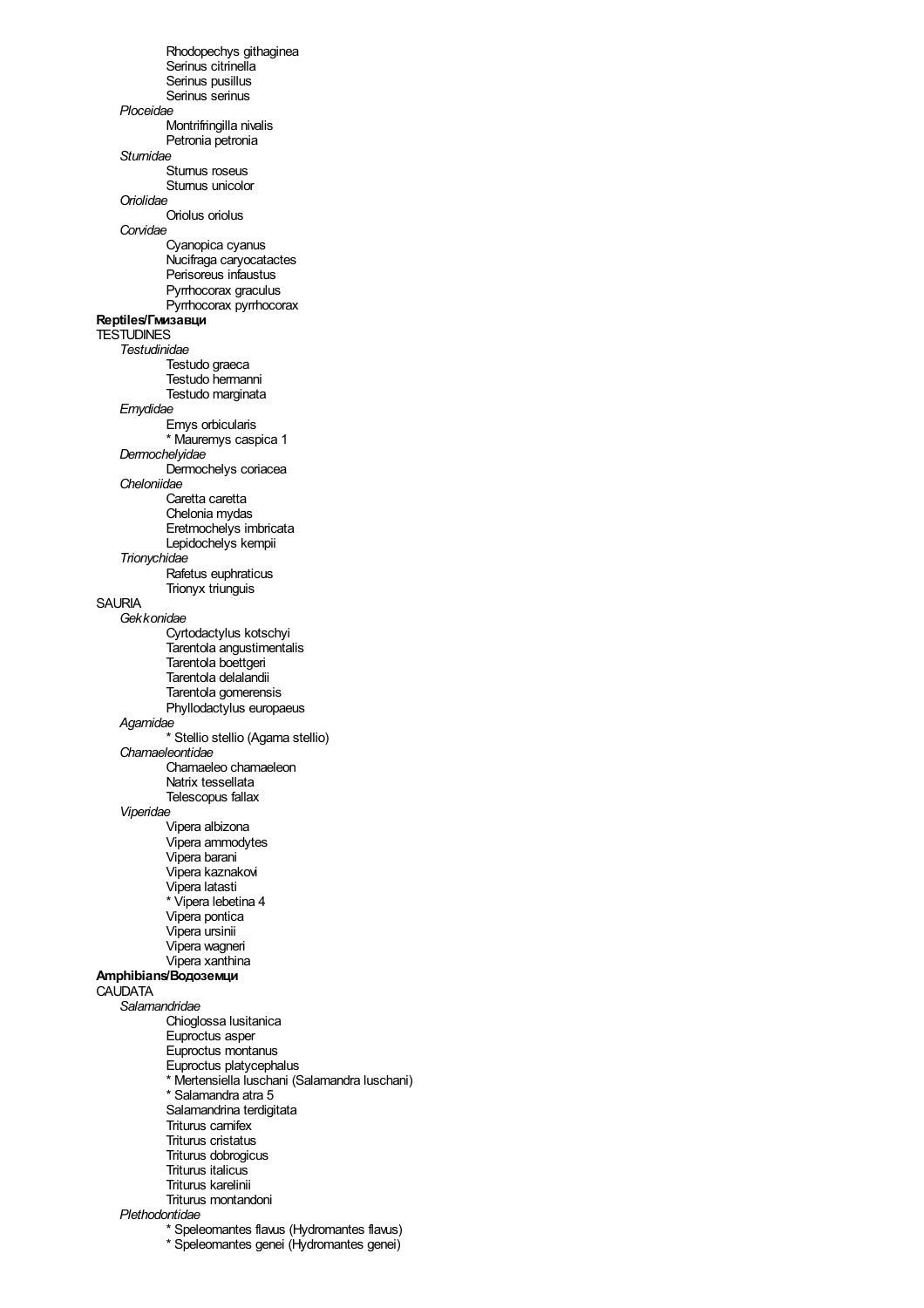Rhodopechys githaginea
Serinus citrinella
Serinus pusillus
Serinus serinus

*Ploceidae*

Montrifringilla nivalis
Petronia petronia

*Sturnidae*

Sturnus roseus
Sturnus unicolor

*Oriolidae*

Oriolus oriolus

*Corvidae*

Cyanopica cyanus
Nucifraga caryocatactes
Perisoreus infaustus
Pyrrhocorax graculus
Pyrrhocorax pyrrhocorax

**Reptiles/Гмизавци**

TESTUDINES

*Testudinidae*

Testudo graeca
Testudo hermanni
Testudo marginata

*Emydidae*

Emys orbicularis
* Mauremys caspica 1

*Dermochelyidae*

Dermochelys coriacea

*Cheloniidae*

Caretta caretta
Chelonia mydas
Eretmochelys imbricata
Lepidochelys kempii

*Trionychidae*

Rafetus euphraticus
Trionyx triunguis

SAURIA

*Gekkonidae*

Cyrtodactylus kotschyi
Tarentola angustimentalis
Tarentola boettgeri
Tarentola delalandii
Tarentola gomerensis
Phyllodactylus europaeus

*Agamidae*

* Stellio stellio (Agama stellio)

*Chamaeleontidae*

Chamaeleo chamaeleon
Natrix tessellata
Telescopus fallax

*Viperidae*

Vipera albizona
Vipera ammodytes
Vipera barani
Vipera kaznakovi
Vipera latasti
* Vipera lebetina 4
Vipera pontica
Vipera ursinii
Vipera wagneri
Vipera xanthina

**Amphibians/Водоземци**

CAUDATA

*Salamandridae*

Chioglossa lusitanica
Euproctus asper
Euproctus montanus
Euproctus platycephalus
* Mertensiella luschani (Salamandra luschani)
* Salamandra atra 5
Salamandrina terdigitata
Triturus carnifex
Triturus cristatus
Triturus dobrogicus
Triturus italicus
Triturus karelinii
Triturus montandoni

*Plethodontidae*

* Speleomantes flavus (Hydromantes flavus)
* Speleomantes genei (Hydromantes genei)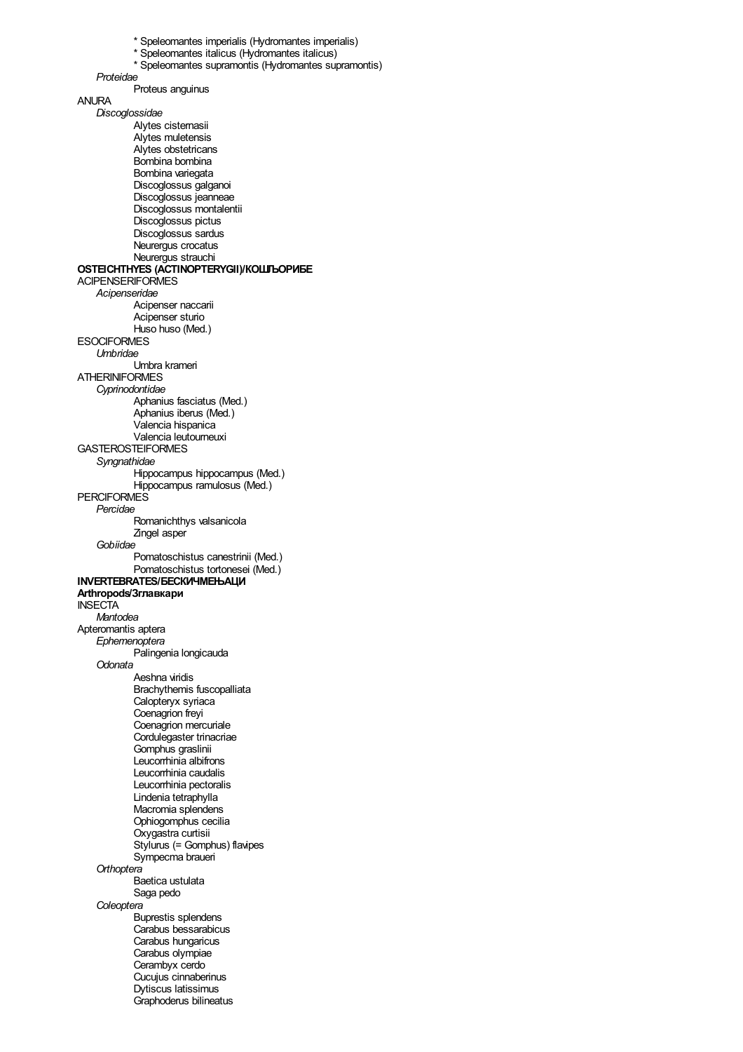* Speleomantes imperialis (Hydromantes imperialis)
* Speleomantes italicus (Hydromantes italicus)
* Speleomantes supramontis (Hydromantes supramontis)

*Proteidae*

Proteus anguinus

ANURA

*Discoglossidae*

Alytes cisternasii
Alytes muletensis
Alytes obstetricans
Bombina bombina
Bombina variegata
Discoglossus galganoi
Discoglossus jeanneae
Discoglossus montalentii
Discoglossus pictus
Discoglossus sardus
Neurergus crocatus
Neurergus strauchi

**OSTEICHTHYES (ACTINOPTERYGII)/КОШЉОРИБЕ**

ACIPENSERIFORMES

*Acipenseridae*

Acipenser naccarii
Acipenser sturio
Huso huso (Med.)

ESOCIFORMES

*Umbridae*

Umbra krameri

ATHERINIFORMES

*Cyprinodontidae*

Aphanius fasciatus (Med.)
Aphanius iberus (Med.)
Valencia hispanica
Valencia leutourneuxi

GASTEROSTEIFORMES

*Syngnathidae*

Hippocampus hippocampus (Med.)
Hippocampus ramulosus (Med.)

PERCIFORMES

*Percidae*

Romanichthys valsanicola
Zingel asper

*Gobiidae*

Pomatoschistus canestrinii (Med.)
Pomatoschistus tortonesei (Med.)

**INVERTEBRATES/БЕСКИЧМЕЊАЦИ**

**Arthropods/Зглавкари**

INSECTA

*Mantodea*

Apteromantis aptera

*Ephemeroptera*

Palingenia longicauda

*Odonata*

Aeshna viridis
Brachythemis fuscopalliata
Calopteryx syriaca
Coenagrion freyi
Coenagrion mercuriale
Cordulegaster trinacriae
Gomphus graslinii
Leucorrhinia albifrons
Leucorrhinia caudalis
Leucorrhinia pectoralis
Lindenia tetraphylla
Macromia splendens
Ophiogomphus cecilia
Oxygastra curtisii
Stylurus (= Gomphus) flavipes
Sympecma braueri

*Orthoptera*

Baetica ustulata
Saga pedo

*Coleoptera*

Buprestis splendens
Carabus bessarabicus
Carabus hungaricus
Carabus olympiae
Cerambyx cerdo
Cucujus cinnaberinus
Dytiscus latissimus
Graphoderus bilineatus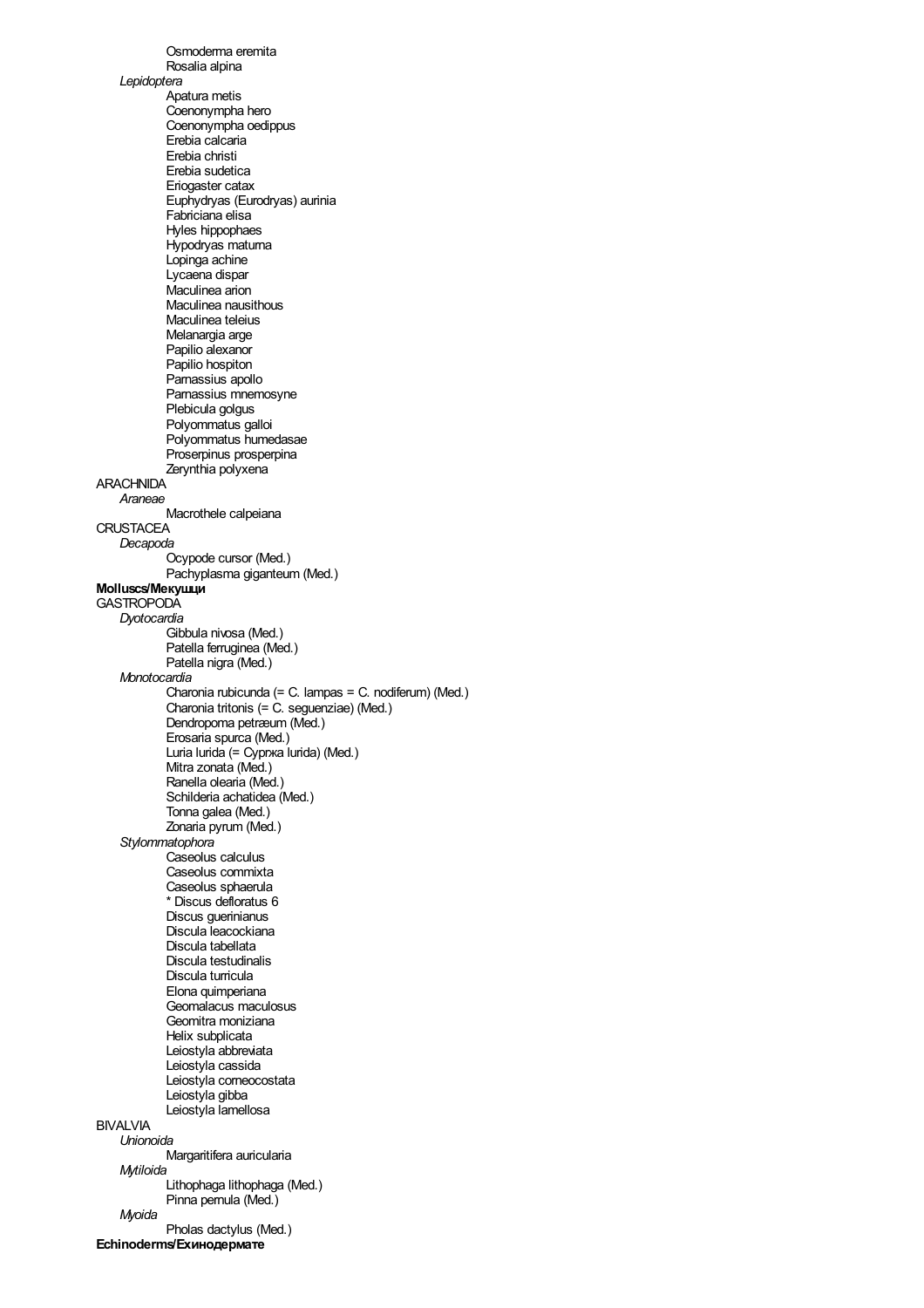Osmoderma eremita
Rosalia alpina

*Lepidoptera*

Apatura metis
Coenonympha hero
Coenonympha oedippus
Erebia calcaria
Erebia christi
Erebia sudetica
Eriogaster catax
Euphydryas (Eurodryas) aurinia
Fabriciana elisa
Hyles hippophaes
Hypodryas maturna
Lopinga achine
Lycaena dispar
Maculinea arion
Maculinea nausithous
Maculinea teleius
Melanargia arge
Papilio alexanor
Papilio hospiton
Parnassius apollo
Parnassius mnemosyne
Plebicula golgus
Polyommatus galloi
Polyommatus humedasae
Proserpinus prosperpina
Zerynthia polyxena

ARACHNIDA

*Araneae*

Macrothele calpeiana

CRUSTACEA

*Decapoda*

Ocypode cursor (Med.)
Pachyplasma giganteum (Med.)

**Molluscs/Мекушци**

GASTROPODA

*Dyotocardia*

Gibbula nivosa (Med.)
Patella ferruginea (Med.)
Patella nigra (Med.)

*Monotocardia*

Charonia rubicunda (= C. lampas = C. nodiferum) (Med.)
Charonia tritonis (= C. seguenziae) (Med.)
Dendropoma petræum (Med.)
Erosaria spurca (Med.)
Luria lurida (= Сургжа lurida) (Med.)
Mitra zonata (Med.)
Ranella olearia (Med.)
Schilderia achatidea (Med.)
Tonna galea (Med.)
Zonaria pyrum (Med.)

*Stylommatophora*

Caseolus calculus
Caseolus commixta
Caseolus sphaerula
* Discus defloratus 6
Discus guerinianus
Discula leacockiana
Discula tabellata
Discula testudinalis
Discula turricula
Elona quimperiana
Geomalacus maculosus
Geomitra moniziana
Helix subplicata
Leiostyla abbreviata
Leiostyla cassida
Leiostyla corneocostata
Leiostyla gibba
Leiostyla lamellosa

BIVALVIA

*Unionoida*

Margaritifera auricularia

*Mytiloida*

Lithophaga lithophaga (Med.)
Pinna pernula (Med.)

*Myoida*

Pholas dactylus (Med.)

**Echinoderms/Ехинодермате**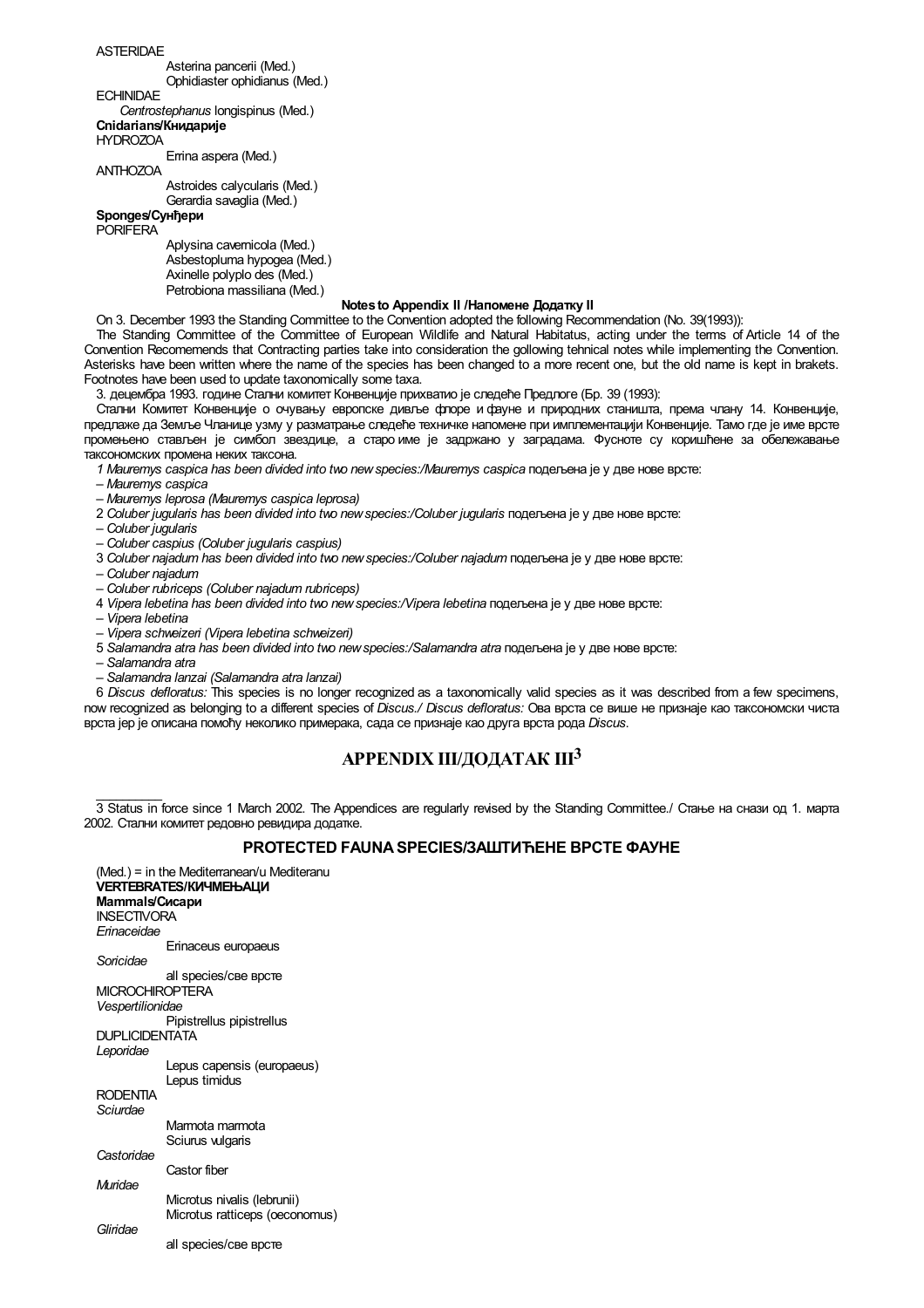ASTERIDAE

Asterina pancerii (Med.)
Ophidiaster ophidianus (Med.)

ECHINIDAE

*Centrostephanus* longispinus (Med.)

**Cnidarians/Книдарије**

HYDROZOA

Errina aspera (Med.)

ANTHOZOA

Astroides calycularis (Med.)
Gerardia savaglia (Med.)

**Sponges/Сунђери**

PORIFERA

Aplysina cavernicola (Med.)
Asbestopluma hypogea (Med.)
Axinelle polyplo des (Med.)
Petrobiona massiliana (Med.)

**Notes to Appendix II /Напомене Додатку II**

On 3. December 1993 the Standing Committee to the Convention adopted the following Recommendation (No. 39(1993)):

The Standing Committee of the Committee of European Wildlife and Natural Habitatus, acting under the terms of Article 14 of the Convention Recomemends that Contracting parties take into consideration the gollowing tehnical notes while implementing the Convention. Asterisks have been written where the name of the species has been changed to a more recent one, but the old name is kept in brakets. Footnotes have been used to update taxonomically some taxa.

3. децембра 1993. године Стални комитет Конвенције прихватио је следеће Предлоге (Бр. 39 (1993):

Стални Комитет Конвенције о очувању европске дивље флоре и фауне и природних станишта, према члану 14. Конвенције, предлаже да Земље Чланице узму у разматрање следеће техничке напомене при имплементацији Конвенције. Тамо где је име врсте промењено стављен је симбол звездице, а старо име је задржано у заградама. Фусноте су коришћене за обележавање таксономских промена неких таксона.

1 *Mauremys caspica has been divided into two new species:/Mauremys caspica* подељена је у две нове врсте:

– *Mauremys caspica*

– *Mauremys leprosa (Mauremys caspica leprosa)*

2 *Coluber jugularis has been divided into two new species:/Coluber jugularis* подељена је у две нове врсте:

– *Coluber jugularis*

– *Coluber caspius (Coluber jugularis caspius)*

3 *Coluber najadum has been divided into two new species:/Coluber najadum* подељена је у две нове врсте:

– *Coluber najadum*

– *Coluber rubriceps (Coluber najadum rubriceps)*

4 *Vipera lebetina has been divided into two new species:/Vipera lebetina* подељена је у две нове врсте:

– *Vipera lebetina*

– *Vipera schweizeri (Vipera lebetina schweizeri)*

5 *Salamandra atra has been divided into two new species:/Salamandra atra* подељена је у две нове врсте:

– *Salamandra atra*

– *Salamandra lanzai (Salamandra atra lanzai)*

6 *Discus defloratus:* This species is no longer recognized as a taxonomically valid species as it was described from a few specimens, now recognized as belonging to a different species of *Discus./ Discus defloratus:* Ова врста се више не признаје као таксономски чиста врста јер је описана помоћу неколико примерака, сада се признаје као друга врста рода *Discus*.

# APPENDIX III/ДОДАТАК III[3]

3 Status in force since 1 March 2002. The Appendices are regularly revised by the Standing Committee./ Стање на снази од 1. марта 2002. Стални комитет редовно ревидира додатке.

## PROTECTED FAUNA SPECIES/ЗАШТИЋЕНЕ ВРСТЕ ФАУНЕ

(Med.) = in the Mediterranean/u Mediteranu

**VERTEBRATES/КИЧМЕЊАЦИ**

**Mammals/Сисари**

INSECTIVORA

*Erinaceidae*

Erinaceus europaeus

*Soricidae*

all species/све врсте

MICROCHIROPTERA

*Vespertilionidae*

Pipistrellus pipistrellus

DUPLICIDENTATA

*Leporidae*

Lepus capensis (europaeus)
Lepus timidus

RODENTIA

*Sciurdae*

Marmota marmota
Sciurus vulgaris

*Castoridae*

Castor fiber

*Muridae*

Microtus nivalis (lebrunii)
Microtus ratticeps (oeconomus)

*Gliridae*

all species/све врсте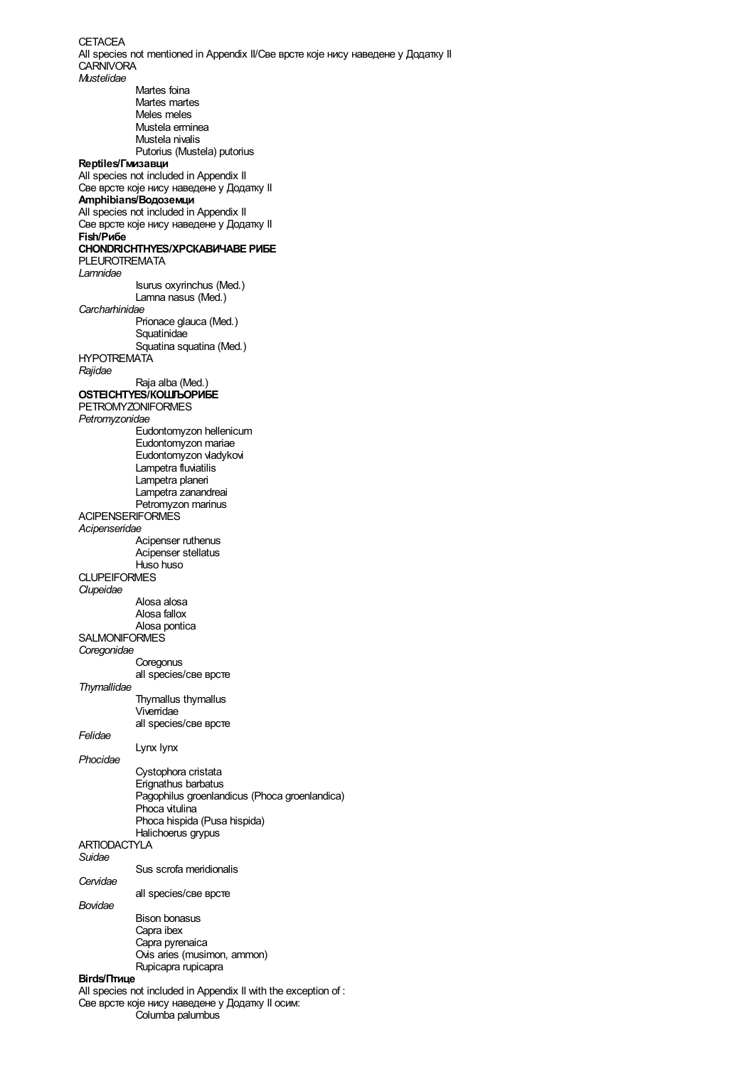CETACEA

All species not mentioned in Appendix II/Све врсте које нису наведене у Додатку II

CARNIVORA

*Mustelidae*

- Martes foina
- Martes martes
- Meles meles
- Mustela erminea
- Mustela nivalis
- Putorius (Mustela) putorius

**Reptiles/Гмизавци**

All species not included in Appendix II

Све врсте које нису наведене у Додатку II

**Amphibians/Водоземци**

All species not included in Appendix II

Све врсте које нису наведене у Додатку II

**Fish/Рибе**

**CHONDRICHTHYES/ХРСКАВИЧАВЕ РИБЕ**

PLEUROTREMATA

*Lamnidae*

- Isurus oxyrinchus (Med.)
- Lamna nasus (Med.)

*Carcharhinidae*

- Prionace glauca (Med.)
- Squatinidae
- Squatina squatina (Med.)

HYPOTREMATA

*Rajidae*

- Raja alba (Med.)

**OSTEICHTYES/КОШЉОРИБЕ**

PETROMYZONIFORMES

*Petromyzonidae*

- Eudontomyzon hellenicum
- Eudontomyzon mariae
- Eudontomyzon vladykovi
- Lampetra fluviatilis
- Lampetra planeri
- Lampetra zanandreai
- Petromyzon marinus

ACIPENSERIFORMES

*Acipenseridae*

- Acipenser ruthenus
- Acipenser stellatus
- Huso huso

CLUPEIFORMES

*Clupeidae*

- Alosa alosa
- Alosa fallox
- Alosa pontica

SALMONIFORMES

*Coregonidae*

- Coregonus
- all species/све врсте

*Thymallidae*

- Thymallus thymallus
- Viverridae
- all species/све врсте

*Felidae*

- Lynx lynx

*Phocidae*

- Cystophora cristata
- Erignathus barbatus
- Pagophilus groenlandicus (Phoca groenlandica)
- Phoca vitulina
- Phoca hispida (Pusa hispida)
- Halichoerus grypus

ARTIODACTYLA

*Suidae*

- Sus scrofa meridionalis

*Cervidae*

- all species/све врсте

*Bovidae*

- Bison bonasus
- Capra ibex
- Capra pyrenaica
- Ovis aries (musimon, ammon)
- Rupicapra rupicapra

**Birds/Птице**

All species not included in Appendix II with the exception of :

Све врсте које нису наведене у Додатку II осим:

- Columba palumbus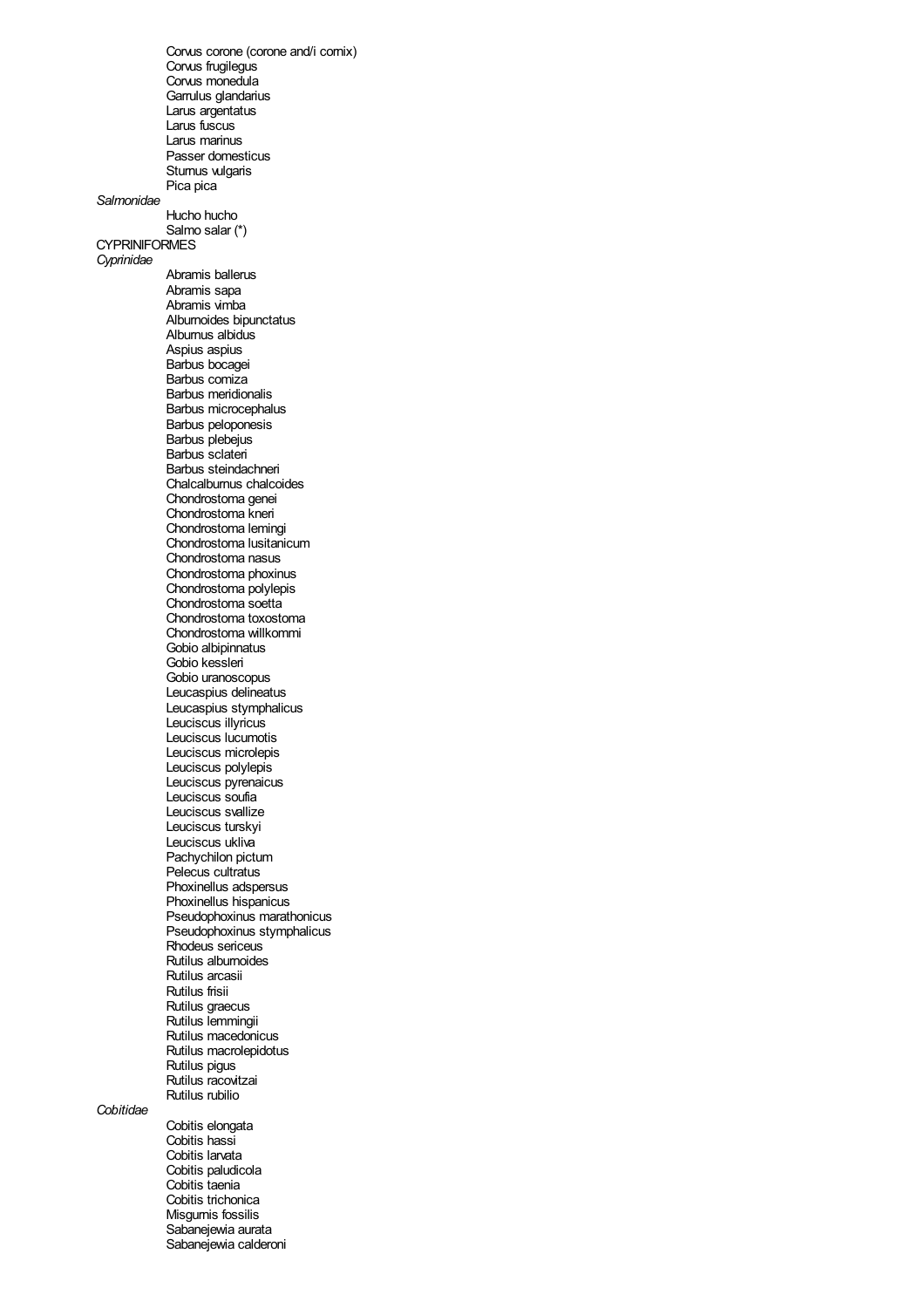Corvus corone (corone and/i cornix)
Corvus frugilegus
Corvus monedula
Garrulus glandarius
Larus argentatus
Larus fuscus
Larus marinus
Passer domesticus
Sturnus vulgaris
Pica pica

*Salmonidae*

Hucho hucho
Salmo salar (*)

CYPRINIFORMES

*Cyprinidae*

Abramis ballerus
Abramis sapa
Abramis vimba
Alburnoides bipunctatus
Alburnus albidus
Aspius aspius
Barbus bocagei
Barbus comiza
Barbus meridionalis
Barbus microcephalus
Barbus peloponesis
Barbus plebejus
Barbus sclateri
Barbus steindachneri
Chalcalburnus chalcoides
Chondrostoma genei
Chondrostoma kneri
Chondrostoma lemingi
Chondrostoma lusitanicum
Chondrostoma nasus
Chondrostoma phoxinus
Chondrostoma polylepis
Chondrostoma soetta
Chondrostoma toxostoma
Chondrostoma willkommi
Gobio albipinnatus
Gobio kessleri
Gobio uranoscopus
Leucaspius delineatus
Leucaspius stymphalicus
Leuciscus illyricus
Leuciscus lucumotis
Leuciscus microlepis
Leuciscus polylepis
Leuciscus pyrenaicus
Leuciscus soufia
Leuciscus svallize
Leuciscus turskyi
Leuciscus ukliva
Pachychilon pictum
Pelecus cultratus
Phoxinellus adspersus
Phoxinellus hispanicus
Pseudophoxinus marathonicus
Pseudophoxinus stymphalicus
Rhodeus sericeus
Rutilus alburnoides
Rutilus arcasii
Rutilus frisii
Rutilus graecus
Rutilus lemmingii
Rutilus macedonicus
Rutilus macrolepidotus
Rutilus pigus
Rutilus racovitzai
Rutilus rubilio

*Cobitidae*

Cobitis elongata
Cobitis hassi
Cobitis larvata
Cobitis paludicola
Cobitis taenia
Cobitis trichonica
Misgurnis fossilis
Sabanejewia aurata
Sabanejewia calderoni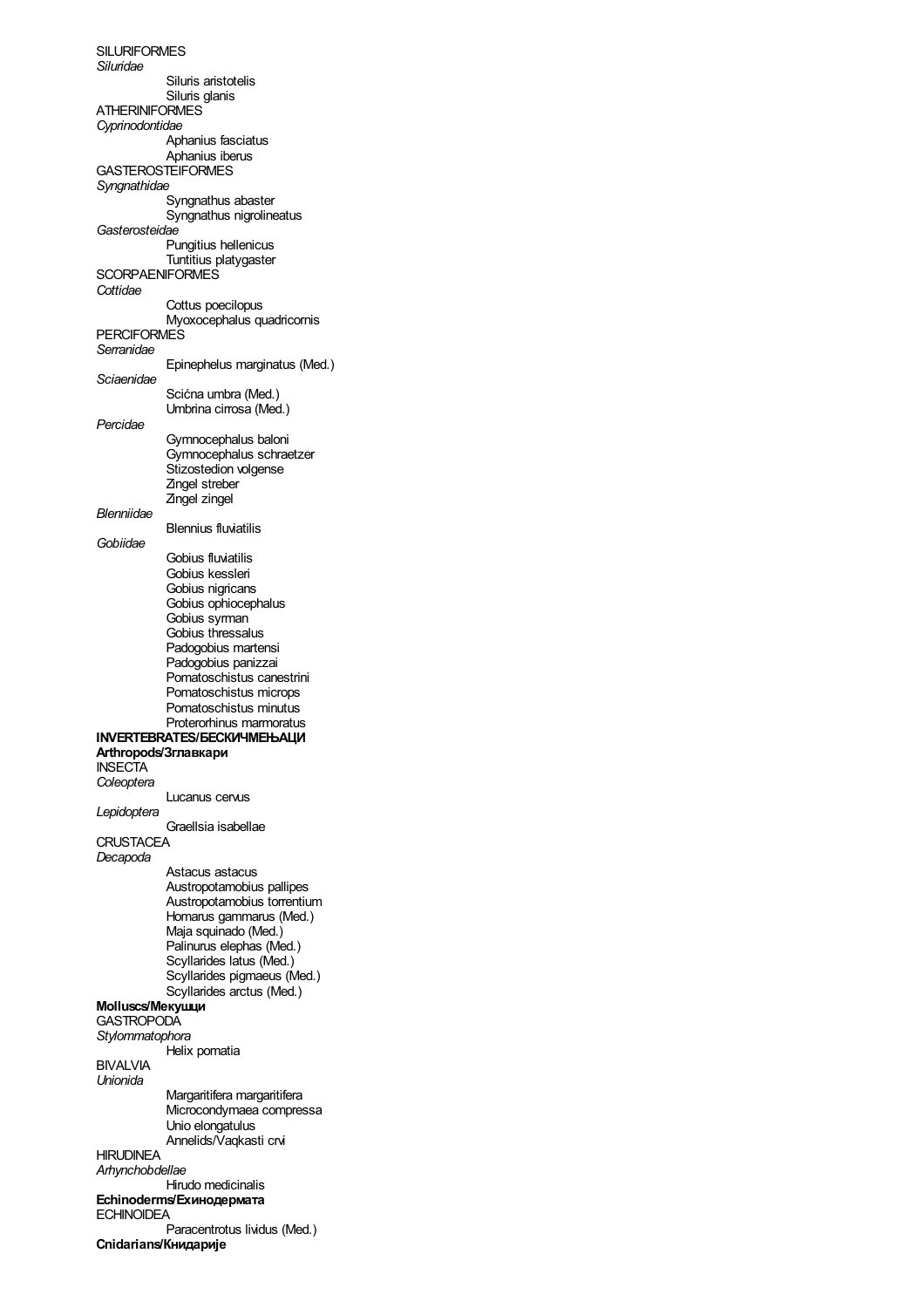SILURIFORMES

*Siluridae*

- Siluris aristotelis
- Siluris glanis

ATHERINIFORMES

*Cyprinodontidae*

- Aphanius fasciatus
- Aphanius iberus

GASTEROSTEIFORMES

*Syngnathidae*

- Syngnathus abaster
- Syngnathus nigrolineatus

*Gasterosteidae*

- Pungitius hellenicus
- Tuntitius platygaster

SCORPAENIFORMES

*Cottidae*

- Cottus poecilopus
- Myoxocephalus quadricornis

PERCIFORMES

*Serranidae*

- Epinephelus marginatus (Med.)

*Sciaenidae*

- Scićna umbra (Med.)
- Umbrina cirrosa (Med.)

*Percidae*

- Gymnocephalus baloni
- Gymnocephalus schraetzer
- Stizostedion volgense
- Zingel streber
- Zingel zingel

*Blenniidae*

- Blennius fluviatilis

*Gobiidae*

- Gobius fluviatilis
- Gobius kessleri
- Gobius nigricans
- Gobius ophiocephalus
- Gobius syrman
- Gobius thressalus
- Padogobius martensi
- Padogobius panizzai
- Pomatoschistus canestrini
- Pomatoschistus microps
- Pomatoschistus minutus
- Proterorhinus marmoratus

**INVERTEBRATES/БЕСКИЧМЕЊАЦИ**

**Arthropods/Зглавкари**

INSECTA

*Coleoptera*

- Lucanus cervus

*Lepidoptera*

- Graellsia isabellae

CRUSTACEA

*Decapoda*

- Astacus astacus
- Austropotamobius pallipes
- Austropotamobius torrentium
- Homarus gammarus (Med.)
- Maja squinado (Med.)
- Palinurus elephas (Med.)
- Scyllarides latus (Med.)
- Scyllarides pigmaeus (Med.)
- Scyllarides arctus (Med.)

**Molluscs/Мекушци**

GASTROPODA

*Stylommatophora*

- Helix pomatia

BIVALVIA

*Unionida*

- Margaritifera margaritifera
- Microcondymaea compressa
- Unio elongatulus
- Annelids/Vaqkasti crvi

HIRUDINEA

*Arhynchobdellae*

- Hirudo medicinalis

**Echinoderms/Ехинодермата**

ECHINOIDEA

- Paracentrotus lividus (Med.)

**Cnidarians/Книдарије**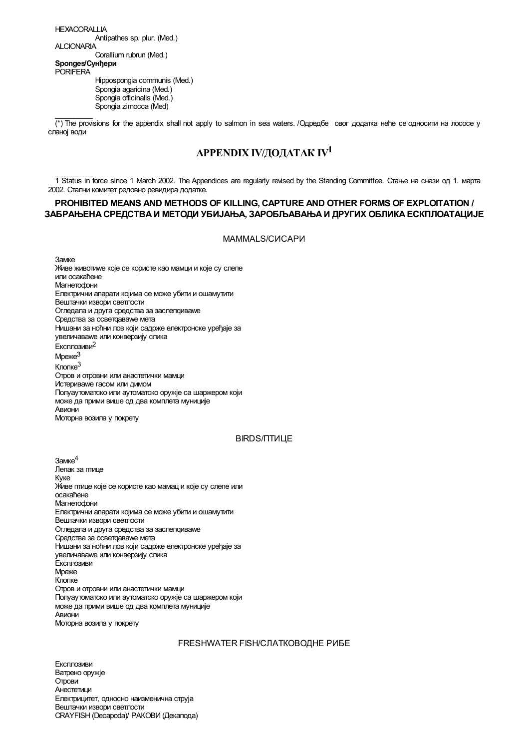HEXACORALLIA

Antipathes sp. plur. (Med.)

ALCIONARIA

Corallium rubrun (Med.)

**Sponges/Сунђери**

PORIFERA

Hippospongia communis (Med.)
Spongia agaricina (Med.)
Spongia officinalis (Med.)
Spongia zimocca (Med)

(*) The provisions for the appendix shall not apply to salmon in sea waters. /Одредбе овог додатка неће се односити на лососе у сланој води

# APPENDIX IV/ДОДАТАК IV[1]

1 Status in force since 1 March 2002. The Appendices are regularly revised by the Standing Committee. Стање на снази од 1. марта 2002. Стални комитет редовно ревидира додатке.

## PROHIBITED MEANS AND METHODS OF KILLING, CAPTURE AND OTHER FORMS OF EXPLOITATION / ЗАБРАЊЕНА СРЕДСТВА И МЕТОДИ УБИЈАЊА, ЗАРОБЉАВАЊА И ДРУГИХ ОБЛИКА ЕСКПЛОАТАЦИЈЕ

### MAMMALS/СИСАРИ

Замке
Живе животиње које се користе као мамци и које су слепе или осакаћене
Магнетофони
Електрични апарати којима се може убити и ошамутити
Вештачки извори светлости
Огледала и друга средства за заслепљивање
Средства за осветљавање мета
Нишани за ноћни лов који садрже електронске уређаје за увеличавање или конверзију слика
Експлозиви[2]
Мреже[3]
Клопке[3]
Отров и отровни или анастетички мамци
Истеривање гасом или димом
Полуаутоматско или аутоматско оружје са шаржером који може да прими више од два комплета муниције
Авиони
Моторна возила у покрету

### BIRDS/ПТИЦЕ

Замке[4]
Лепак за птице
Куке
Живе птице које се користе као мамац и које су слепе или осакаћене
Магнетофони
Електрични апарати којима се може убити и ошамутити
Вештачки извори светлости
Огледала и друга средства за заслепљивање
Средства за осветљавање мета
Нишани за ноћни лов који садрже електронске уређаје за увеличавање или конверзију слика
Експлозиви
Мреже
Клопке
Отров и отровни или анастетички мамци
Полуаутоматско или аутоматско оружје са шаржером који може да прими више од два комплета муниције
Авиони
Моторна возила у покрету

### FRESHWATER FISH/СЛАТКОВОДНЕ РИБЕ

Експлозиви
Ватрено оружје
Отрови
Анестетици
Електрицитет, односно наизменична струја
Вештачки извори светлости
CRAYFISH (Decapoda)/ РАКОВИ (Декапода)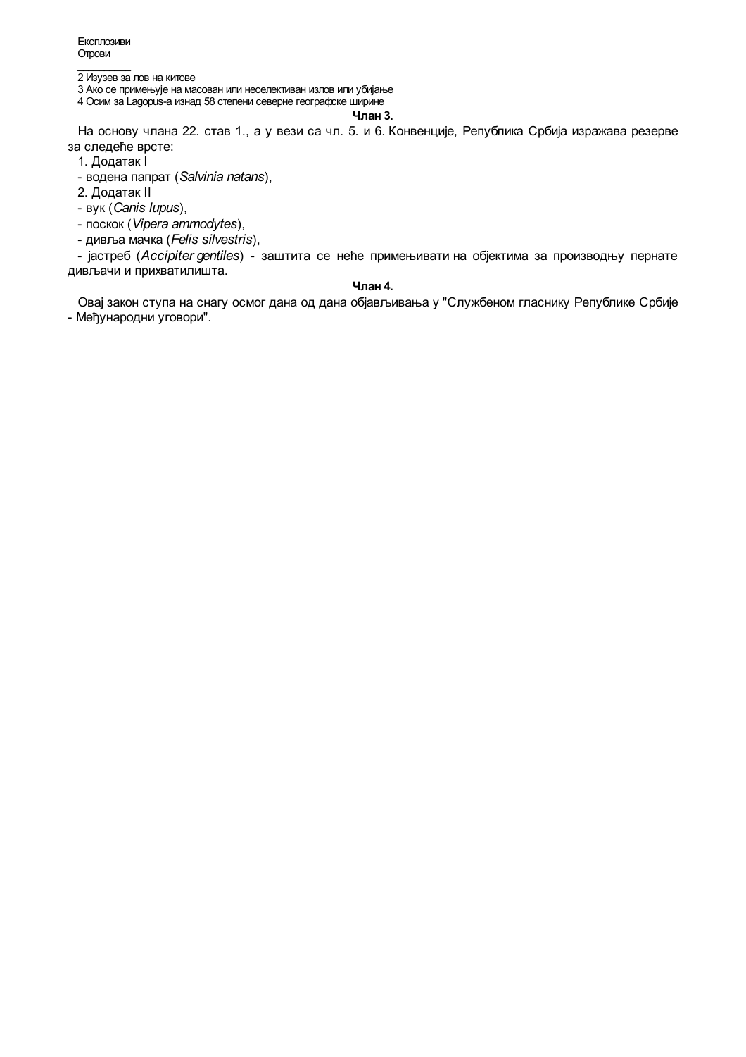Експлозиви
Отрови

\_\_\_\_\_\_\_\_\_\_

2 Изузев за лов на китове

3 Ако се примењује на масован или неселективан излов или убијање

4 Осим за Lagopus-а изнад 58 степени северне географске ширине

**Члан 3.**

На основу члана 22. став 1., а у вези са чл. 5. и 6. Конвенције, Република Србија изражава резерве за следеће врсте:

1. Додатак I

- водена папрат (*Salvinia natans*),

2. Додатак II

- вук (*Canis lupus*),
- поскок (*Vipera ammodytes*),
- дивља мачка (*Felis silvestris*),
- јастреб (*Accipiter gentiles*) - заштита се неће примењивати на објектима за производњу пернате дивљачи и прихватилишта.

**Члан 4.**

Овај закон ступа на снагу осмог дана од дана објављивања у "Службеном гласнику Републике Србије - Међународни уговори".